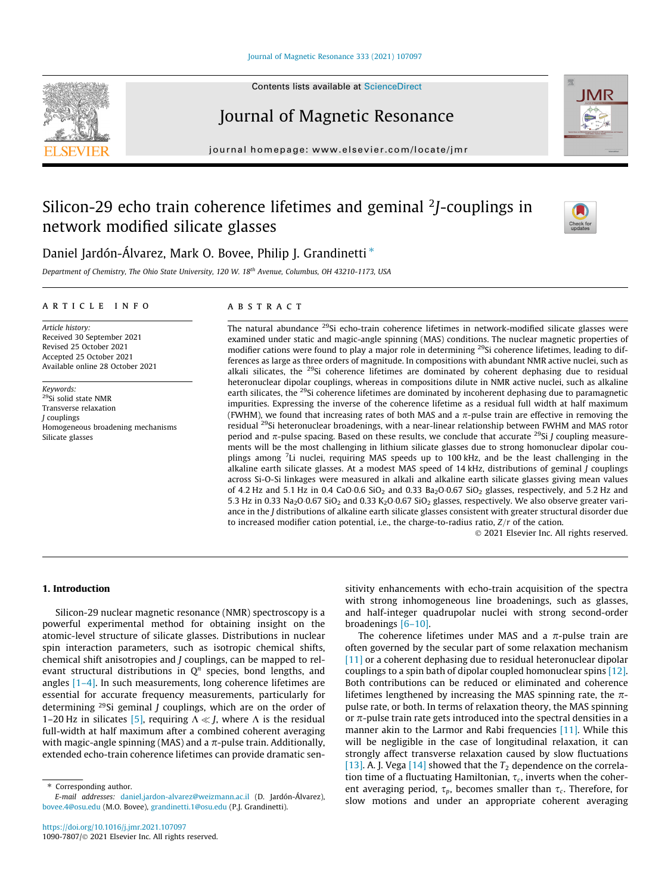# Silicon-29 echo train coherence lifetimes and geminal $^2J$-couplings in network modified silicate glasses

Daniel Jardón-Álvarez, Mark O. Bovee, Philip J. Grandinetti *

*Department of Chemistry, The Ohio State University, 120 W. 18th Avenue, Columbus, OH 43210-1173, USA*

## ARTICLE INFO

*Article history:*
Received 30 September 2021
Revised 25 October 2021
Accepted 25 October 2021
Available online 28 October 2021

*Keywords:*
$^{29}$Si solid state NMR
Transverse relaxation
J couplings
Homogeneous broadening mechanisms
Silicate glasses

## ABSTRACT

The natural abundance $^{29}$Si echo-train coherence lifetimes in network-modified silicate glasses were examined under static and magic-angle spinning (MAS) conditions. The nuclear magnetic properties of modifier cations were found to play a major role in determining $^{29}$Si coherence lifetimes, leading to differences as large as three orders of magnitude. In compositions with abundant NMR active nuclei, such as alkali silicates, the $^{29}$Si coherence lifetimes are dominated by coherent dephasing due to residual heteronuclear dipolar couplings, whereas in compositions dilute in NMR active nuclei, such as alkaline earth silicates, the $^{29}$Si coherence lifetimes are dominated by incoherent dephasing due to paramagnetic impurities. Expressing the inverse of the coherence lifetime as a residual full width at half maximum (FWHM), we found that increasing rates of both MAS and a $\pi$-pulse train are effective in removing the residual $^{29}$Si heteronuclear broadenings, with a near-linear relationship between FWHM and MAS rotor period and $\pi$-pulse spacing. Based on these results, we conclude that accurate $^{29}$Si $J$ coupling measurements will be the most challenging in lithium silicate glasses due to strong homonuclear dipolar couplings among $^7$Li nuclei, requiring MAS speeds up to 100 kHz, and be the least challenging in the alkaline earth silicate glasses. At a modest MAS speed of 14 kHz, distributions of geminal $J$ couplings across Si-O-Si linkages were measured in alkali and alkaline earth silicate glasses giving mean values of 4.2 Hz and 5.1 Hz in 0.4 CaO·0.6 $SiO_2$ and 0.33 $Ba_2O$·0.67 $SiO_2$ glasses, respectively, and 5.2 Hz and 5.3 Hz in 0.33 $Na_2O$·0.67 $SiO_2$ and 0.33 $K_2O$·0.67 $SiO_2$ glasses, respectively. We also observe greater variance in the $J$ distributions of alkaline earth silicate glasses consistent with greater structural disorder due to increased modifier cation potential, i.e., the charge-to-radius ratio, $Z/r$ of the cation.

© 2021 Elsevier Inc. All rights reserved.

## 1. Introduction

Silicon-29 nuclear magnetic resonance (NMR) spectroscopy is a powerful experimental method for obtaining insight on the atomic-level structure of silicate glasses. Distributions in nuclear spin interaction parameters, such as isotropic chemical shifts, chemical shift anisotropies and $J$ couplings, can be mapped to relevant structural distributions in $Q^n$ species, bond lengths, and angles [1–4]. In such measurements, long coherence lifetimes are essential for accurate frequency measurements, particularly for determining $^{29}$Si geminal $J$ couplings, which are on the order of 1–20 Hz in silicates [5], requiring $\Lambda \ll J$, where $\Lambda$ is the residual full-width at half maximum after a combined coherent averaging with magic-angle spinning (MAS) and a $\pi$-pulse train. Additionally, extended echo-train coherence lifetimes can provide dramatic sensitivity enhancements with echo-train acquisition of the spectra with strong inhomogeneous line broadenings, such as glasses, and half-integer quadrupolar nuclei with strong second-order broadenings [6–10].

The coherence lifetimes under MAS and a $\pi$-pulse train are often governed by the secular part of some relaxation mechanism [11] or a coherent dephasing due to residual heteronuclear dipolar couplings to a spin bath of dipolar coupled homonuclear spins [12]. Both contributions can be reduced or eliminated and coherence lifetimes lengthened by increasing the MAS spinning rate, the $\pi$-pulse rate, or both. In terms of relaxation theory, the MAS spinning or $\pi$-pulse train rate gets introduced into the spectral densities in a manner akin to the Larmor and Rabi frequencies [11]. While this will be negligible in the case of longitudinal relaxation, it can strongly affect transverse relaxation caused by slow fluctuations [13]. A. J. Vega [14] showed that the $T_2$ dependence on the correlation time of a fluctuating Hamiltonian, $\tau_c$, inverts when the coherent averaging period, $\tau_p$, becomes smaller than $\tau_c$. Therefore, for slow motions and under an appropriate coherent averaging

---

* Corresponding author.
*E-mail addresses:* daniel.jardon-alvarez@weizmann.ac.il (D. Jardón-Álvarez), bovee.4@osu.edu (M.O. Bovee), grandinetti.1@osu.edu (P.J. Grandinetti).

https://doi.org/10.1016/j.jmr.2021.107097
1090-7807/© 2021 Elsevier Inc. All rights reserved.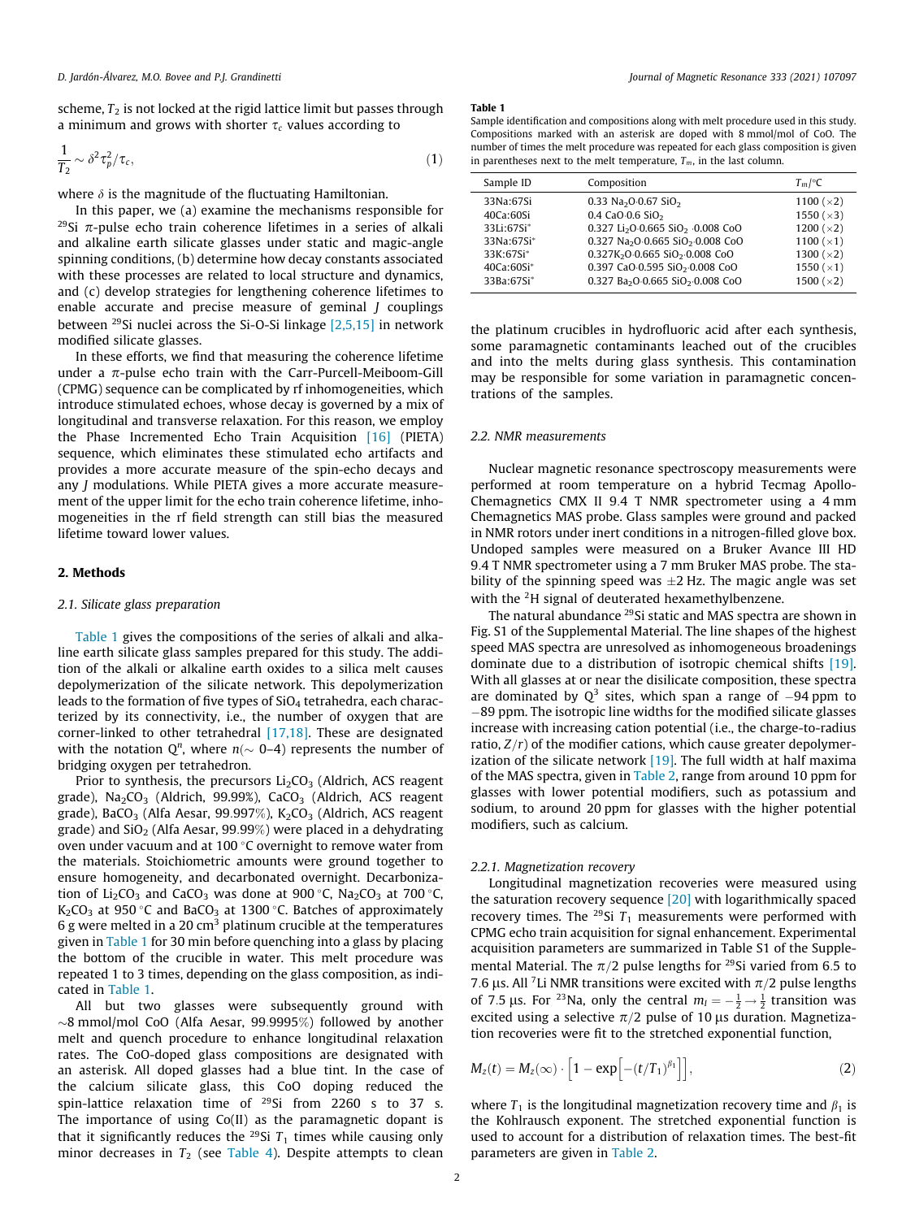scheme, $T_2$ is not locked at the rigid lattice limit but passes through a minimum and grows with shorter $\tau_c$ values according to

$$\frac{1}{T_2} \sim \delta^2 \tau_p^2 / \tau_c, \tag{1}$$

where $\delta$ is the magnitude of the fluctuating Hamiltonian.

In this paper, we (a) examine the mechanisms responsible for $^{29}$Si $\pi$-pulse echo train coherence lifetimes in a series of alkali and alkaline earth silicate glasses under static and magic-angle spinning conditions, (b) determine how decay constants associated with these processes are related to local structure and dynamics, and (c) develop strategies for lengthening coherence lifetimes to enable accurate and precise measure of geminal $J$ couplings between $^{29}$Si nuclei across the Si-O-Si linkage [2,5,15] in network modified silicate glasses.

In these efforts, we find that measuring the coherence lifetime under a $\pi$-pulse echo train with the Carr-Purcell-Meiboom-Gill (CPMG) sequence can be complicated by rf inhomogeneities, which introduce stimulated echoes, whose decay is governed by a mix of longitudinal and transverse relaxation. For this reason, we employ the Phase Incremented Echo Train Acquisition [16] (PIETA) sequence, which eliminates these stimulated echo artifacts and provides a more accurate measure of the spin-echo decays and any $J$ modulations. While PIETA gives a more accurate measurement of the upper limit for the echo train coherence lifetime, inhomogeneities in the rf field strength can still bias the measured lifetime toward lower values.

## 2. Methods

### 2.1. Silicate glass preparation

Table 1 gives the compositions of the series of alkali and alkaline earth silicate glass samples prepared for this study. The addition of the alkali or alkaline earth oxides to a silica melt causes depolymerization of the silicate network. This depolymerization leads to the formation of five types of $SiO_4$ tetrahedra, each characterized by its connectivity, i.e., the number of oxygen that are corner-linked to other tetrahedral [17,18]. These are designated with the notation $Q^n$, where $n(\sim 0$–$4)$ represents the number of bridging oxygen per tetrahedron.

Prior to synthesis, the precursors $Li_2CO_3$ (Aldrich, ACS reagent grade), $Na_2CO_3$ (Aldrich, 99.99%), $CaCO_3$ (Aldrich, ACS reagent grade), $BaCO_3$ (Alfa Aesar, 99.997%), $K_2CO_3$ (Aldrich, ACS reagent grade) and $SiO_2$ (Alfa Aesar, 99.99%) were placed in a dehydrating oven under vacuum and at 100 °C overnight to remove water from the materials. Stoichiometric amounts were ground together to ensure homogeneity, and decarbonated overnight. Decarbonization of $Li_2CO_3$ and $CaCO_3$ was done at 900 °C, $Na_2CO_3$ at 700 °C, $K_2CO_3$ at 950 °C and $BaCO_3$ at 1300 °C. Batches of approximately 6 g were melted in a 20 cm$^3$ platinum crucible at the temperatures given in Table 1 for 30 min before quenching into a glass by placing the bottom of the crucible in water. This melt procedure was repeated 1 to 3 times, depending on the glass composition, as indicated in Table 1.

All but two glasses were subsequently ground with ~8 mmol/mol CoO (Alfa Aesar, 99.9995%) followed by another melt and quench procedure to enhance longitudinal relaxation rates. The CoO-doped glass compositions are designated with an asterisk. All doped glasses had a blue tint. In the case of the calcium silicate glass, this CoO doping reduced the spin-lattice relaxation time of $^{29}$Si from 2260 s to 37 s. The importance of using Co(II) as the paramagnetic dopant is that it significantly reduces the $^{29}$Si $T_1$ times while causing only minor decreases in $T_2$ (see Table 4). Despite attempts to clean the platinum crucibles in hydrofluoric acid after each synthesis, some paramagnetic contaminants leached out of the crucibles and into the melts during glass synthesis. This contamination may be responsible for some variation in paramagnetic concentrations of the samples.

**Table 1**
Sample identification and compositions along with melt procedure used in this study. Compositions marked with an asterisk are doped with 8 mmol/mol of CoO. The number of times the melt procedure was repeated for each glass composition is given in parentheses next to the melt temperature, $T_m$, in the last column.

| Sample ID | Composition | $T_m$/°C |
|---|---|---|
| 33Na:67Si | 0.33 $Na_2O$·0.67 $SiO_2$ | 1100 (×2) |
| 40Ca:60Si | 0.4 CaO·0.6 $SiO_2$ | 1550 (×3) |
| 33Li:67Si* | 0.327 $Li_2O$·0.665 $SiO_2$ ·0.008 CoO | 1200 (×2) |
| 33Na:67Si* | 0.327 $Na_2O$·0.665 $SiO_2$·0.008 CoO | 1100 (×1) |
| 33K:67Si* | 0.327$K_2O$·0.665 $SiO_2$·0.008 CoO | 1300 (×2) |
| 40Ca:60Si* | 0.397 CaO·0.595 $SiO_2$·0.008 CoO | 1550 (×1) |
| 33Ba:67Si* | 0.327 $Ba_2O$·0.665 $SiO_2$·0.008 CoO | 1500 (×2) |

### 2.2. NMR measurements

Nuclear magnetic resonance spectroscopy measurements were performed at room temperature on a hybrid Tecmag Apollo-Chemagnetics CMX II 9.4 T NMR spectrometer using a 4 mm Chemagnetics MAS probe. Glass samples were ground and packed in NMR rotors under inert conditions in a nitrogen-filled glove box. Undoped samples were measured on a Bruker Avance III HD 9.4 T NMR spectrometer using a 7 mm Bruker MAS probe. The stability of the spinning speed was ±2 Hz. The magic angle was set with the $^2$H signal of deuterated hexamethylbenzene.

The natural abundance $^{29}$Si static and MAS spectra are shown in Fig. S1 of the Supplemental Material. The line shapes of the highest speed MAS spectra are unresolved as inhomogeneous broadenings dominate due to a distribution of isotropic chemical shifts [19]. With all glasses at or near the disilicate composition, these spectra are dominated by $Q^3$ sites, which span a range of −94 ppm to −89 ppm. The isotropic line widths for the modified silicate glasses increase with increasing cation potential (i.e., the charge-to-radius ratio, $Z/r$) of the modifier cations, which cause greater depolymerization of the silicate network [19]. The full width at half maxima of the MAS spectra, given in Table 2, range from around 10 ppm for glasses with lower potential modifiers, such as potassium and sodium, to around 20 ppm for glasses with the higher potential modifiers, such as calcium.

#### 2.2.1. Magnetization recovery

Longitudinal magnetization recoveries were measured using the saturation recovery sequence [20] with logarithmically spaced recovery times. The $^{29}$Si $T_1$ measurements were performed with CPMG echo train acquisition for signal enhancement. Experimental acquisition parameters are summarized in Table S1 of the Supplemental Material. The $\pi/2$ pulse lengths for $^{29}$Si varied from 6.5 to 7.6 μs. All $^7$Li NMR transitions were excited with $\pi/2$ pulse lengths of 7.5 μs. For $^{23}$Na, only the central $m_I = -\frac{1}{2} \rightarrow \frac{1}{2}$ transition was excited using a selective $\pi/2$ pulse of 10 μs duration. Magnetization recoveries were fit to the stretched exponential function,

$$M_z(t) = M_z(\infty) \cdot \left[1 - \exp\left[-(t/T_1)^{\beta_1}\right]\right], \tag{2}$$

where $T_1$ is the longitudinal magnetization recovery time and $\beta_1$ is the Kohlrausch exponent. The stretched exponential function is used to account for a distribution of relaxation times. The best-fit parameters are given in Table 2.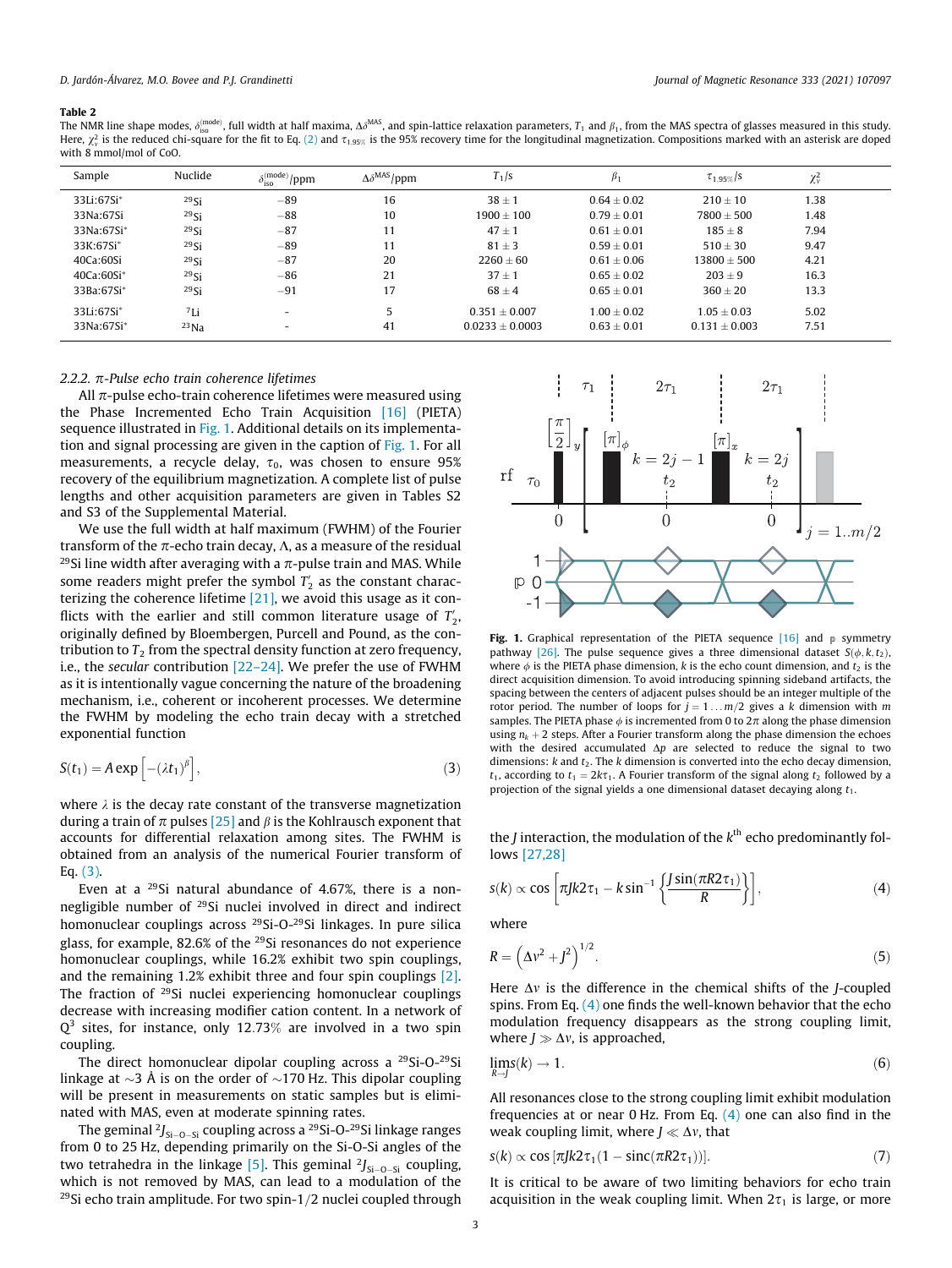**Table 2**

The NMR line shape modes, $\delta_{\text{iso}}^{(\text{mode})}$, full width at half maxima, $\Delta\delta^{\text{MAS}}$, and spin-lattice relaxation parameters, $T_1$ and $\beta_1$, from the MAS spectra of glasses measured in this study. Here, $\chi_\nu^2$ is the reduced chi-square for the fit to Eq. (2) and $\tau_{1,95\%}$ is the 95% recovery time for the longitudinal magnetization. Compositions marked with an asterisk are doped with 8 mmol/mol of CoO.

| Sample | Nuclide | $\delta_{\text{iso}}^{(\text{mode})}$/ppm | $\Delta\delta^{\text{MAS}}$/ppm | $T_1$/s | $\beta_1$ | $\tau_{1,95\%}$/s | $\chi_\nu^2$ |
|---|---|---|---|---|---|---|---|
| 33Li:67Si* | $^{29}$Si | −89 | 16 | 38 ± 1 | 0.64 ± 0.02 | 210 ± 10 | 1.38 |
| 33Na:67Si | $^{29}$Si | −88 | 10 | 1900 ± 100 | 0.79 ± 0.01 | 7800 ± 500 | 1.48 |
| 33Na:67Si* | $^{29}$Si | −87 | 11 | 47 ± 1 | 0.61 ± 0.01 | 185 ± 8 | 7.94 |
| 33K:67Si* | $^{29}$Si | −89 | 11 | 81 ± 3 | 0.59 ± 0.01 | 510 ± 30 | 9.47 |
| 40Ca:60Si | $^{29}$Si | −87 | 20 | 2260 ± 60 | 0.61 ± 0.06 | 13800 ± 500 | 4.21 |
| 40Ca:60Si* | $^{29}$Si | −86 | 21 | 37 ± 1 | 0.65 ± 0.02 | 203 ± 9 | 16.3 |
| 33Ba:67Si* | $^{29}$Si | −91 | 17 | 68 ± 4 | 0.65 ± 0.01 | 360 ± 20 | 13.3 |
| 33Li:67Si* | $^{7}$Li | - | 5 | 0.351 ± 0.007 | 1.00 ± 0.02 | 1.05 ± 0.03 | 5.02 |
| 33Na:67Si* | $^{23}$Na | - | 41 | 0.0233 ± 0.0003 | 0.63 ± 0.01 | 0.131 ± 0.003 | 7.51 |

### 2.2.2. π-Pulse echo train coherence lifetimes

All π-pulse echo-train coherence lifetimes were measured using the Phase Incremented Echo Train Acquisition [16] (PIETA) sequence illustrated in Fig. 1. Additional details on its implementation and signal processing are given in the caption of Fig. 1. For all measurements, a recycle delay, $\tau_0$, was chosen to ensure 95% recovery of the equilibrium magnetization. A complete list of pulse lengths and other acquisition parameters are given in Tables S2 and S3 of the Supplemental Material.

We use the full width at half maximum (FWHM) of the Fourier transform of the π-echo train decay, Λ, as a measure of the residual $^{29}$Si line width after averaging with a π-pulse train and MAS. While some readers might prefer the symbol $T_2'$ as the constant characterizing the coherence lifetime [21], we avoid this usage as it conflicts with the earlier and still common literature usage of $T_2'$, originally defined by Bloembergen, Purcell and Pound, as the contribution to $T_2$ from the spectral density function at zero frequency, i.e., the *secular* contribution [22–24]. We prefer the use of FWHM as it is intentionally vague concerning the nature of the broadening mechanism, i.e., coherent or incoherent processes. We determine the FWHM by modeling the echo train decay with a stretched exponential function

$$S(t_1) = A\exp\left[-(\lambda t_1)^{\beta}\right], \tag{3}$$

where $\lambda$ is the decay rate constant of the transverse magnetization during a train of π pulses [25] and $\beta$ is the Kohlrausch exponent that accounts for differential relaxation among sites. The FWHM is obtained from an analysis of the numerical Fourier transform of Eq. (3).

Even at a $^{29}$Si natural abundance of 4.67%, there is a non-negligible number of $^{29}$Si nuclei involved in direct and indirect homonuclear couplings across $^{29}$Si-O-$^{29}$Si linkages. In pure silica glass, for example, 82.6% of the $^{29}$Si resonances do not experience homonuclear couplings, while 16.2% exhibit two spin couplings, and the remaining 1.2% exhibit three and four spin couplings [2]. The fraction of $^{29}$Si nuclei experiencing homonuclear couplings decrease with increasing modifier cation content. In a network of $Q^3$ sites, for instance, only 12.73% are involved in a two spin coupling.

The direct homonuclear dipolar coupling across a $^{29}$Si-O-$^{29}$Si linkage at ∼3 Å is on the order of ∼170 Hz. This dipolar coupling will be present in measurements on static samples but is eliminated with MAS, even at moderate spinning rates.

The geminal $^2J_{\text{Si-O-Si}}$ coupling across a $^{29}$Si-O-$^{29}$Si linkage ranges from 0 to 25 Hz, depending primarily on the Si-O-Si angles of the two tetrahedra in the linkage [5]. This geminal $^2J_{\text{Si-O-Si}}$ coupling, which is not removed by MAS, can lead to a modulation of the $^{29}$Si echo train amplitude. For two spin-1/2 nuclei coupled through the *J* interaction, the modulation of the $k^{\text{th}}$ echo predominantly follows [27,28]

**Fig. 1.** Graphical representation of the PIETA sequence [16] and p symmetry pathway [26]. The pulse sequence gives a three dimensional dataset $S(\phi, k, t_2)$, where $\phi$ is the PIETA phase dimension, $k$ is the echo count dimension, and $t_2$ is the direct acquisition dimension. To avoid introducing spinning sideband artifacts, the spacing between the centers of adjacent pulses should be an integer multiple of the rotor period. The number of loops for $j = 1\ldots m/2$ gives a $k$ dimension with $m$ samples. The PIETA phase $\phi$ is incremented from 0 to 2π along the phase dimension using $n_k + 2$ steps. After a Fourier transform along the phase dimension the echoes with the desired accumulated Δp are selected to reduce the signal to two dimensions: $k$ and $t_2$. The $k$ dimension is converted into the echo decay dimension, $t_1$, according to $t_1 = 2k\tau_1$. A Fourier transform of the signal along $t_2$ followed by a projection of the signal yields a one dimensional dataset decaying along $t_1$.

$$s(k) \propto \cos\left[\pi J k 2\tau_1 - k\sin^{-1}\left\{\frac{J\sin(\pi R 2\tau_1)}{R}\right\}\right], \tag{4}$$

where

$$R = \left(\Delta\nu^2 + J^2\right)^{1/2}. \tag{5}$$

Here $\Delta\nu$ is the difference in the chemical shifts of the *J*-coupled spins. From Eq. (4) one finds the well-known behavior that the echo modulation frequency disappears as the strong coupling limit, where $J \gg \Delta\nu$, is approached,

$$\lim_{R\to J} s(k) \to 1. \tag{6}$$

All resonances close to the strong coupling limit exhibit modulation frequencies at or near 0 Hz. From Eq. (4) one can also find in the weak coupling limit, where $J \ll \Delta\nu$, that

$$s(k) \propto \cos\left[\pi J k 2\tau_1(1 - \text{sinc}(\pi R 2\tau_1))\right]. \tag{7}$$

It is critical to be aware of two limiting behaviors for echo train acquisition in the weak coupling limit. When $2\tau_1$ is large, or more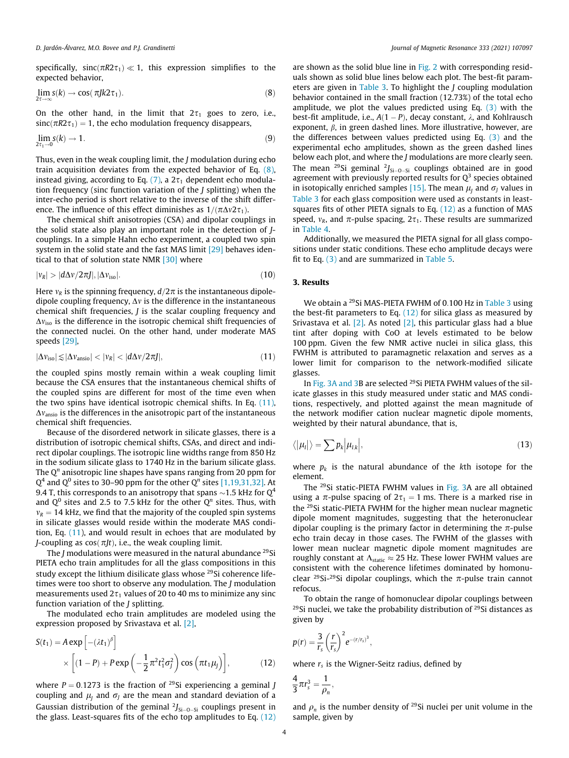specifically, $\text{sinc}(\pi R2\tau_1) \ll 1$, this expression simplifies to the expected behavior,

$$\lim_{2\tau\to\infty} s(k) \to \cos(\pi Jk2\tau_1). \tag{8}$$

On the other hand, in the limit that $2\tau_1$ goes to zero, i.e., $\text{sinc}(\pi R2\tau_1) = 1$, the echo modulation frequency disappears,

$$\lim_{2\tau_1\to 0} s(k) \to 1. \tag{9}$$

Thus, even in the weak coupling limit, the $J$ modulation during echo train acquisition deviates from the expected behavior of Eq. (8), instead giving, according to Eq. (7), a $2\tau_1$ dependent echo modulation frequency (sinc function variation of the $J$ splitting) when the inter-echo period is short relative to the inverse of the shift difference. The influence of this effect diminishes as $1/(\pi\Delta\nu 2\tau_1)$.

The chemical shift anisotropies (CSA) and dipolar couplings in the solid state also play an important role in the detection of $J$-couplings. In a simple Hahn echo experiment, a coupled two spin system in the solid state and the fast MAS limit [29] behaves identical to that of solution state NMR [30] where

$$|\nu_R| > |d\Delta\nu/2\pi J|, |\Delta\nu_{\text{iso}}|. \tag{10}$$

Here $\nu_R$ is the spinning frequency, $d/2\pi$ is the instantaneous dipole-dipole coupling frequency, $\Delta\nu$ is the difference in the instantaneous chemical shift frequencies, $J$ is the scalar coupling frequency and $\Delta\nu_{\text{iso}}$ is the difference in the isotropic chemical shift frequencies of the connected nuclei. On the other hand, under moderate MAS speeds [29],

$$|\Delta\nu_{\text{iso}}| \lesssim |\Delta\nu_{\text{ansio}}| < |\nu_R| < |d\Delta\nu/2\pi J|, \tag{11}$$

the coupled spins mostly remain within a weak coupling limit because the CSA ensures that the instantaneous chemical shifts of the coupled spins are different for most of the time even when the two spins have identical isotropic chemical shifts. In Eq. (11), $\Delta\nu_{\text{ansio}}$ is the differences in the anisotropic part of the instantaneous chemical shift frequencies.

Because of the disordered network in silicate glasses, there is a distribution of isotropic chemical shifts, CSAs, and direct and indirect dipolar couplings. The isotropic line widths range from 850 Hz in the sodium silicate glass to 1740 Hz in the barium silicate glass. The $Q^n$ anisotropic line shapes have spans ranging from 20 ppm for $Q^4$ and $Q^0$ sites to 30–90 ppm for the other $Q^n$ sites [1,19,31,32]. At 9.4 T, this corresponds to an anisotropy that spans ∼1.5 kHz for $Q^4$ and $Q^0$ sites and 2.5 to 7.5 kHz for the other $Q^n$ sites. Thus, with $\nu_R = 14$ kHz, we find that the majority of the coupled spin systems in silicate glasses would reside within the moderate MAS condition, Eq. (11), and would result in echoes that are modulated by $J$-coupling as $\cos(\pi Jt)$, i.e., the weak coupling limit.

The $J$ modulations were measured in the natural abundance $^{29}$Si PIETA echo train amplitudes for all the glass compositions in this study except the lithium disilicate glass whose $^{29}$Si coherence lifetimes were too short to observe any modulation. The $J$ modulation measurements used $2\tau_1$ values of 20 to 40 ms to minimize any sinc function variation of the $J$ splitting.

The modulated echo train amplitudes are modeled using the expression proposed by Srivastava et al. [2],

$$S(t_1) = A\exp\left[-(\lambda t_1)^{\beta}\right] \times \left[(1-P) + P\exp\left(-\frac{1}{2}\pi^2 t_1^2\sigma_J^2\right)\cos\left(\pi t_1\mu_J\right)\right], \tag{12}$$

where $P = 0.1273$ is the fraction of $^{29}$Si experiencing a geminal $J$ coupling and $\mu_J$ and $\sigma_J$ are the mean and standard deviation of a Gaussian distribution of the geminal $^2J_{\text{Si-O-Si}}$ couplings present in the glass. Least-squares fits of the echo top amplitudes to Eq. (12) are shown as the solid blue line in Fig. 2 with corresponding residuals shown as solid blue lines below each plot. The best-fit parameters are given in Table 3. To highlight the $J$ coupling modulation behavior contained in the small fraction (12.73%) of the total echo amplitude, we plot the values predicted using Eq. (3) with the best-fit amplitude, i.e., $A(1-P)$, decay constant, $\lambda$, and Kohlrausch exponent, $\beta$, in green dashed lines. More illustrative, however, are the differences between values predicted using Eq. (3) and the experimental echo amplitudes, shown as the green dashed lines below each plot, and where the $J$ modulations are more clearly seen. The mean $^{29}$Si geminal $^2J_{\text{Si-O-Si}}$ couplings obtained are in good agreement with previously reported results for $Q^3$ species obtained in isotopically enriched samples [15]. The mean $\mu_J$ and $\sigma_J$ values in Table 3 for each glass composition were used as constants in least-squares fits of other PIETA signals to Eq. (12) as a function of MAS speed, $\nu_R$, and $\pi$-pulse spacing, $2\tau_1$. These results are summarized in Table 4.

Additionally, we measured the PIETA signal for all glass compositions under static conditions. These echo amplitude decays were fit to Eq. (3) and are summarized in Table 5.

## 3. Results

We obtain a $^{29}$Si MAS-PIETA FWHM of 0.100 Hz in Table 3 using the best-fit parameters to Eq. (12) for silica glass as measured by Srivastava et al. [2]. As noted [2], this particular glass had a blue tint after doping with CoO at levels estimated to be below 100 ppm. Given the few NMR active nuclei in silica glass, this FWHM is attributed to paramagnetic relaxation and serves as a lower limit for comparison to the network-modified silicate glasses.

In Fig. 3A and 3B are selected $^{29}$Si PIETA FWHM values of the silicate glasses in this study measured under static and MAS conditions, respectively, and plotted against the mean magnitude of the network modifier cation nuclear magnetic dipole moments, weighted by their natural abundance, that is,

$$\langle|\mu_I|\rangle = \sum p_k\left|\mu_{I,k}\right|, \tag{13}$$

where $p_k$ is the natural abundance of the $k$th isotope for the element.

The $^{29}$Si static-PIETA FWHM values in Fig. 3A are all obtained using a $\pi$-pulse spacing of $2\tau_1 = 1$ ms. There is a marked rise in the $^{29}$Si static-PIETA FWHM for the higher mean nuclear magnetic dipole moment magnitudes, suggesting that the heteronuclear dipolar coupling is the primary factor in determining the $\pi$-pulse echo train decay in those cases. The FWHM of the glasses with lower mean nuclear magnetic dipole moment magnitudes are roughly constant at $\Lambda_{\text{static}} \approx 25$ Hz. These lower FWHM values are consistent with the coherence lifetimes dominated by homonuclear $^{29}$Si-$^{29}$Si dipolar couplings, which the $\pi$-pulse train cannot refocus.

To obtain the range of homonuclear dipolar couplings between $^{29}$Si nuclei, we take the probability distribution of $^{29}$Si distances as given by

$$p(r) = \frac{3}{r_s}\left(\frac{r}{r_s}\right)^2 e^{-(r/r_s)^3},$$

where $r_s$ is the Wigner-Seitz radius, defined by

$$\frac{4}{3}\pi r_s^3 = \frac{1}{\rho_n},$$

and $\rho_n$ is the number density of $^{29}$Si nuclei per unit volume in the sample, given by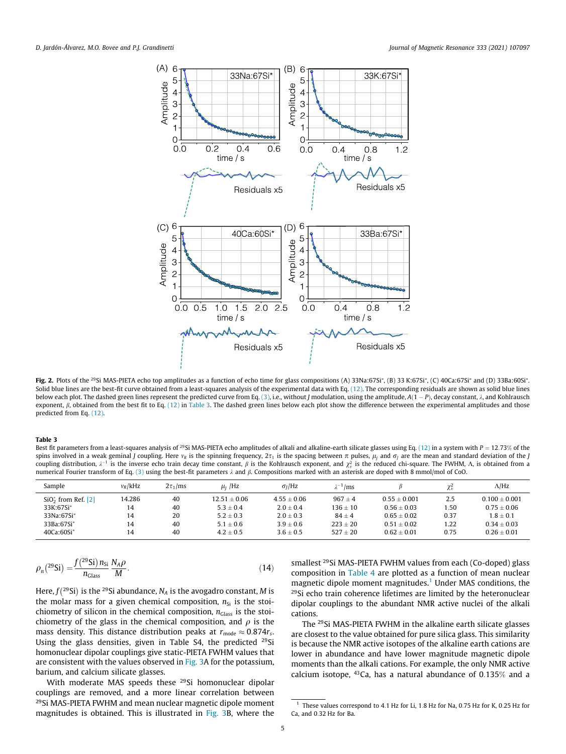**Fig. 2.** Plots of the $^{29}$Si MAS-PIETA echo top amplitudes as a function of echo time for glass compositions (A) 33Na:67Si*, (B) 33 K:67Si*, (C) 40Ca:67Si* and (D) 33Ba:60Si*. Solid blue lines are the best-fit curve obtained from a least-squares analysis of the experimental data with Eq. (12). The corresponding residuals are shown as solid blue lines below each plot. The dashed green lines represent the predicted curve from Eq. (3), i.e., without $J$ modulation, using the amplitude, $A(1-P)$, decay constant, $\lambda$, and Kohlrausch exponent, $\beta$, obtained from the best fit to Eq. (12) in Table 3. The dashed green lines below each plot show the difference between the experimental amplitudes and those predicted from Eq. (12).

**Table 3**
Best fit parameters from a least-squares analysis of $^{29}$Si MAS-PIETA echo amplitudes of alkali and alkaline-earth silicate glasses using Eq. (12) in a system with $P = 12.73\%$ of the spins involved in a weak geminal $J$ coupling. Here $\nu_R$ is the spinning frequency, $2\tau_1$ is the spacing between $\pi$ pulses, $\mu_J$ and $\sigma_J$ are the mean and standard deviation of the $J$ coupling distribution, $\lambda^{-1}$ is the inverse echo train decay time constant, $\beta$ is the Kohlrausch exponent, and $\chi^2_\nu$ is the reduced chi-square. The FWHM, $\Lambda$, is obtained from a numerical Fourier transform of Eq. (3) using the best-fit parameters $\lambda$ and $\beta$. Compositions marked with an asterisk are doped with 8 mmol/mol of CoO.

| Sample | $\nu_R$/kHz | $2\tau_1$/ms | $\mu_J$ /Hz | $\sigma_J$/Hz | $\lambda^{-1}$/ms | $\beta$ | $\chi^2_\nu$ | $\Lambda$/Hz |
|---|---|---|---|---|---|---|---|---|
| $SiO_2^*$ from Ref. [2] | 14.286 | 40 | $12.51 \pm 0.06$ | $4.55 \pm 0.06$ | $967 \pm 4$ | $0.55 \pm 0.001$ | 2.5 | $0.100 \pm 0.001$ |
| 33K:67Si* | 14 | 40 | $5.3 \pm 0.4$ | $2.0 \pm 0.4$ | $136 \pm 10$ | $0.56 \pm 0.03$ | 1.50 | $0.75 \pm 0.06$ |
| 33Na:67Si* | 14 | 20 | $5.2 \pm 0.3$ | $2.0 \pm 0.3$ | $84 \pm 4$ | $0.65 \pm 0.02$ | 0.37 | $1.8 \pm 0.1$ |
| 33Ba:67Si* | 14 | 40 | $5.1 \pm 0.6$ | $3.9 \pm 0.6$ | $223 \pm 20$ | $0.51 \pm 0.02$ | 1.22 | $0.34 \pm 0.03$ |
| 40Ca:60Si* | 14 | 40 | $4.2 \pm 0.5$ | $3.6 \pm 0.5$ | $527 \pm 20$ | $0.62 \pm 0.01$ | 0.75 | $0.26 \pm 0.01$ |

$$\rho_n(^{29}\text{Si}) = \frac{f(^{29}\text{Si})\, n_{\text{Si}}}{n_{\text{Glass}}} \frac{N_A \rho}{M}. \tag{14}$$

Here, $f(^{29}\text{Si})$ is the $^{29}$Si abundance, $N_A$ is the avogadro constant, $M$ is the molar mass for a given chemical composition, $n_{\text{Si}}$ is the stoichiometry of silicon in the chemical composition, $n_{\text{Glass}}$ is the stoichiometry of the glass in the chemical composition, and $\rho$ is the mass density. This distance distribution peaks at $r_{\text{mode}} \approx 0.874 r_s$. Using the glass densities, given in Table S4, the predicted $^{29}$Si homonuclear dipolar couplings give static-PIETA FWHM values that are consistent with the values observed in Fig. 3A for the potassium, barium, and calcium silicate glasses.

With moderate MAS speeds these $^{29}$Si homonuclear dipolar couplings are removed, and a more linear correlation between $^{29}$Si MAS-PIETA FWHM and mean nuclear magnetic dipole moment magnitudes is obtained. This is illustrated in Fig. 3B, where the smallest $^{29}$Si MAS-PIETA FWHM values from each (Co-doped) glass composition in Table 4 are plotted as a function of mean nuclear magnetic dipole moment magnitudes.[1] Under MAS conditions, the $^{29}$Si echo train coherence lifetimes are limited by the heteronuclear dipolar couplings to the abundant NMR active nuclei of the alkali cations.

The $^{29}$Si MAS-PIETA FWHM in the alkaline earth silicate glasses are closest to the value obtained for pure silica glass. This similarity is because the NMR active isotopes of the alkaline earth cations are lower in abundance and have lower magnitude magnetic dipole moments than the alkali cations. For example, the only NMR active calcium isotope, $^{43}$Ca, has a natural abundance of 0.135% and a

[1] These values correspond to 4.1 Hz for Li, 1.8 Hz for Na, 0.75 Hz for K, 0.25 Hz for Ca, and 0.32 Hz for Ba.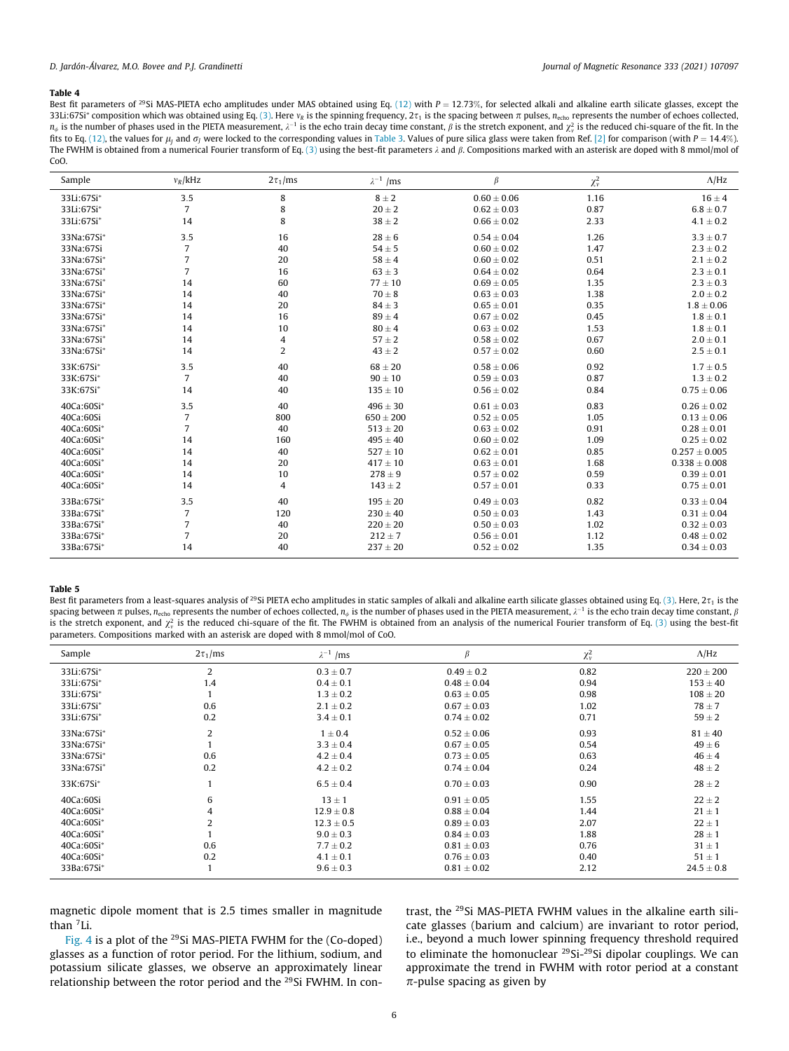**Table 4**

Best fit parameters of $^{29}$Si MAS-PIETA echo amplitudes under MAS obtained using Eq. (12) with $P = 12.73\%$, for selected alkali and alkaline earth silicate glasses, except the 33Li:67Si* composition which was obtained using Eq. (3). Here $\nu_R$ is the spinning frequency, $2\tau_1$ is the spacing between $\pi$ pulses, $n_{echo}$ represents the number of echoes collected, $n_\phi$ is the number of phases used in the PIETA measurement, $\lambda^{-1}$ is the echo train decay time constant, $\beta$ is the stretch exponent, and $\chi^2_\nu$ is the reduced chi-square of the fit. In the fits to Eq. (12), the values for $\mu_J$ and $\sigma_J$ were locked to the corresponding values in Table 3. Values of pure silica glass were taken from Ref. [2] for comparison (with $P = 14.4\%$). The FWHM is obtained from a numerical Fourier transform of Eq. (3) using the best-fit parameters $\lambda$ and $\beta$. Compositions marked with an asterisk are doped with 8 mmol/mol of CoO.

| Sample | $\nu_R$/kHz | $2\tau_1$/ms | $\lambda^{-1}$ /ms | $\beta$ | $\chi^2_\nu$ | $\Lambda$/Hz |
|---|---|---|---|---|---|---|
| 33Li:67Si* | 3.5 | 8 | $8 \pm 2$ | $0.60 \pm 0.06$ | 1.16 | $16 \pm 4$ |
| 33Li:67Si* | 7 | 8 | $20 \pm 2$ | $0.62 \pm 0.03$ | 0.87 | $6.8 \pm 0.7$ |
| 33Li:67Si* | 14 | 8 | $38 \pm 2$ | $0.66 \pm 0.02$ | 2.33 | $4.1 \pm 0.2$ |
| 33Na:67Si* | 3.5 | 16 | $28 \pm 6$ | $0.54 \pm 0.04$ | 1.26 | $3.3 \pm 0.7$ |
| 33Na:67Si | 7 | 40 | $54 \pm 5$ | $0.60 \pm 0.02$ | 1.47 | $2.3 \pm 0.2$ |
| 33Na:67Si* | 7 | 20 | $58 \pm 4$ | $0.60 \pm 0.02$ | 0.51 | $2.1 \pm 0.2$ |
| 33Na:67Si* | 7 | 16 | $63 \pm 3$ | $0.64 \pm 0.02$ | 0.64 | $2.3 \pm 0.1$ |
| 33Na:67Si* | 14 | 60 | $77 \pm 10$ | $0.69 \pm 0.05$ | 1.35 | $2.3 \pm 0.3$ |
| 33Na:67Si* | 14 | 40 | $70 \pm 8$ | $0.63 \pm 0.03$ | 1.38 | $2.0 \pm 0.2$ |
| 33Na:67Si* | 14 | 20 | $84 \pm 3$ | $0.65 \pm 0.01$ | 0.35 | $1.8 \pm 0.06$ |
| 33Na:67Si* | 14 | 16 | $89 \pm 4$ | $0.67 \pm 0.02$ | 0.45 | $1.8 \pm 0.1$ |
| 33Na:67Si* | 14 | 10 | $80 \pm 4$ | $0.63 \pm 0.02$ | 1.53 | $1.8 \pm 0.1$ |
| 33Na:67Si* | 14 | 4 | $57 \pm 2$ | $0.58 \pm 0.02$ | 0.67 | $2.0 \pm 0.1$ |
| 33Na:67Si* | 14 | 2 | $43 \pm 2$ | $0.57 \pm 0.02$ | 0.60 | $2.5 \pm 0.1$ |
| 33K:67Si* | 3.5 | 40 | $68 \pm 20$ | $0.58 \pm 0.06$ | 0.92 | $1.7 \pm 0.5$ |
| 33K:67Si* | 7 | 40 | $90 \pm 10$ | $0.59 \pm 0.03$ | 0.87 | $1.3 \pm 0.2$ |
| 33K:67Si* | 14 | 40 | $135 \pm 10$ | $0.56 \pm 0.02$ | 0.84 | $0.75 \pm 0.06$ |
| 40Ca:60Si* | 3.5 | 40 | $496 \pm 30$ | $0.61 \pm 0.03$ | 0.83 | $0.26 \pm 0.02$ |
| 40Ca:60Si | 7 | 800 | $650 \pm 200$ | $0.52 \pm 0.05$ | 1.05 | $0.13 \pm 0.06$ |
| 40Ca:60Si* | 7 | 40 | $513 \pm 20$ | $0.63 \pm 0.02$ | 0.91 | $0.28 \pm 0.01$ |
| 40Ca:60Si* | 14 | 160 | $495 \pm 40$ | $0.60 \pm 0.02$ | 1.09 | $0.25 \pm 0.02$ |
| 40Ca:60Si* | 14 | 40 | $527 \pm 10$ | $0.62 \pm 0.01$ | 0.85 | $0.257 \pm 0.005$ |
| 40Ca:60Si* | 14 | 20 | $417 \pm 10$ | $0.63 \pm 0.01$ | 1.68 | $0.338 \pm 0.008$ |
| 40Ca:60Si* | 14 | 10 | $278 \pm 9$ | $0.57 \pm 0.02$ | 0.59 | $0.39 \pm 0.01$ |
| 40Ca:60Si* | 14 | 4 | $143 \pm 2$ | $0.57 \pm 0.01$ | 0.33 | $0.75 \pm 0.01$ |
| 33Ba:67Si* | 3.5 | 40 | $195 \pm 20$ | $0.49 \pm 0.03$ | 0.82 | $0.33 \pm 0.04$ |
| 33Ba:67Si* | 7 | 120 | $230 \pm 40$ | $0.50 \pm 0.03$ | 1.43 | $0.31 \pm 0.04$ |
| 33Ba:67Si* | 7 | 40 | $220 \pm 20$ | $0.50 \pm 0.03$ | 1.02 | $0.32 \pm 0.03$ |
| 33Ba:67Si* | 7 | 20 | $212 \pm 7$ | $0.56 \pm 0.01$ | 1.12 | $0.48 \pm 0.02$ |
| 33Ba:67Si* | 14 | 40 | $237 \pm 20$ | $0.52 \pm 0.02$ | 1.35 | $0.34 \pm 0.03$ |

**Table 5**

Best fit parameters from a least-squares analysis of $^{29}$Si PIETA echo amplitudes in static samples of alkali and alkaline earth silicate glasses obtained using Eq. (3). Here, $2\tau_1$ is the spacing between $\pi$ pulses, $n_{echo}$ represents the number of echoes collected, $n_\phi$ is the number of phases used in the PIETA measurement, $\lambda^{-1}$ is the echo train decay time constant, $\beta$ is the stretch exponent, and $\chi^2_\nu$ is the reduced chi-square of the fit. The FWHM is obtained from an analysis of the numerical Fourier transform of Eq. (3) using the best-fit parameters. Compositions marked with an asterisk are doped with 8 mmol/mol of CoO.

| Sample | $2\tau_1$/ms | $\lambda^{-1}$ /ms | $\beta$ | $\chi^2_\nu$ | $\Lambda$/Hz |
|---|---|---|---|---|---|
| 33Li:67Si* | 2 | $0.3 \pm 0.7$ | $0.49 \pm 0.2$ | 0.82 | $220 \pm 200$ |
| 33Li:67Si* | 1.4 | $0.4 \pm 0.1$ | $0.48 \pm 0.04$ | 0.94 | $153 \pm 40$ |
| 33Li:67Si* | 1 | $1.3 \pm 0.2$ | $0.63 \pm 0.05$ | 0.98 | $108 \pm 20$ |
| 33Li:67Si* | 0.6 | $2.1 \pm 0.2$ | $0.67 \pm 0.03$ | 1.02 | $78 \pm 7$ |
| 33Li:67Si* | 0.2 | $3.4 \pm 0.1$ | $0.74 \pm 0.02$ | 0.71 | $59 \pm 2$ |
| 33Na:67Si* | 2 | $1 \pm 0.4$ | $0.52 \pm 0.06$ | 0.93 | $81 \pm 40$ |
| 33Na:67Si* | 1 | $3.3 \pm 0.4$ | $0.67 \pm 0.05$ | 0.54 | $49 \pm 6$ |
| 33Na:67Si* | 0.6 | $4.2 \pm 0.4$ | $0.73 \pm 0.05$ | 0.63 | $46 \pm 4$ |
| 33Na:67Si* | 0.2 | $4.2 \pm 0.2$ | $0.74 \pm 0.04$ | 0.24 | $48 \pm 2$ |
| 33K:67Si* | 1 | $6.5 \pm 0.4$ | $0.70 \pm 0.03$ | 0.90 | $28 \pm 2$ |
| 40Ca:60Si | 6 | $13 \pm 1$ | $0.91 \pm 0.05$ | 1.55 | $22 \pm 2$ |
| 40Ca:60Si* | 4 | $12.9 \pm 0.8$ | $0.88 \pm 0.04$ | 1.44 | $21 \pm 1$ |
| 40Ca:60Si* | 2 | $12.3 \pm 0.5$ | $0.89 \pm 0.03$ | 2.07 | $22 \pm 1$ |
| 40Ca:60Si* | 1 | $9.0 \pm 0.3$ | $0.84 \pm 0.03$ | 1.88 | $28 \pm 1$ |
| 40Ca:60Si* | 0.6 | $7.7 \pm 0.2$ | $0.81 \pm 0.03$ | 0.76 | $31 \pm 1$ |
| 40Ca:60Si* | 0.2 | $4.1 \pm 0.1$ | $0.76 \pm 0.03$ | 0.40 | $51 \pm 1$ |
| 33Ba:67Si* | 1 | $9.6 \pm 0.3$ | $0.81 \pm 0.02$ | 2.12 | $24.5 \pm 0.8$ |

magnetic dipole moment that is 2.5 times smaller in magnitude than $^7$Li.

Fig. 4 is a plot of the $^{29}$Si MAS-PIETA FWHM for the (Co-doped) glasses as a function of rotor period. For the lithium, sodium, and potassium silicate glasses, we observe an approximately linear relationship between the rotor period and the $^{29}$Si FWHM. In contrast, the $^{29}$Si MAS-PIETA FWHM values in the alkaline earth silicate glasses (barium and calcium) are invariant to rotor period, i.e., beyond a much lower spinning frequency threshold required to eliminate the homonuclear $^{29}$Si-$^{29}$Si dipolar couplings. We can approximate the trend in FWHM with rotor period at a constant $\pi$-pulse spacing as given by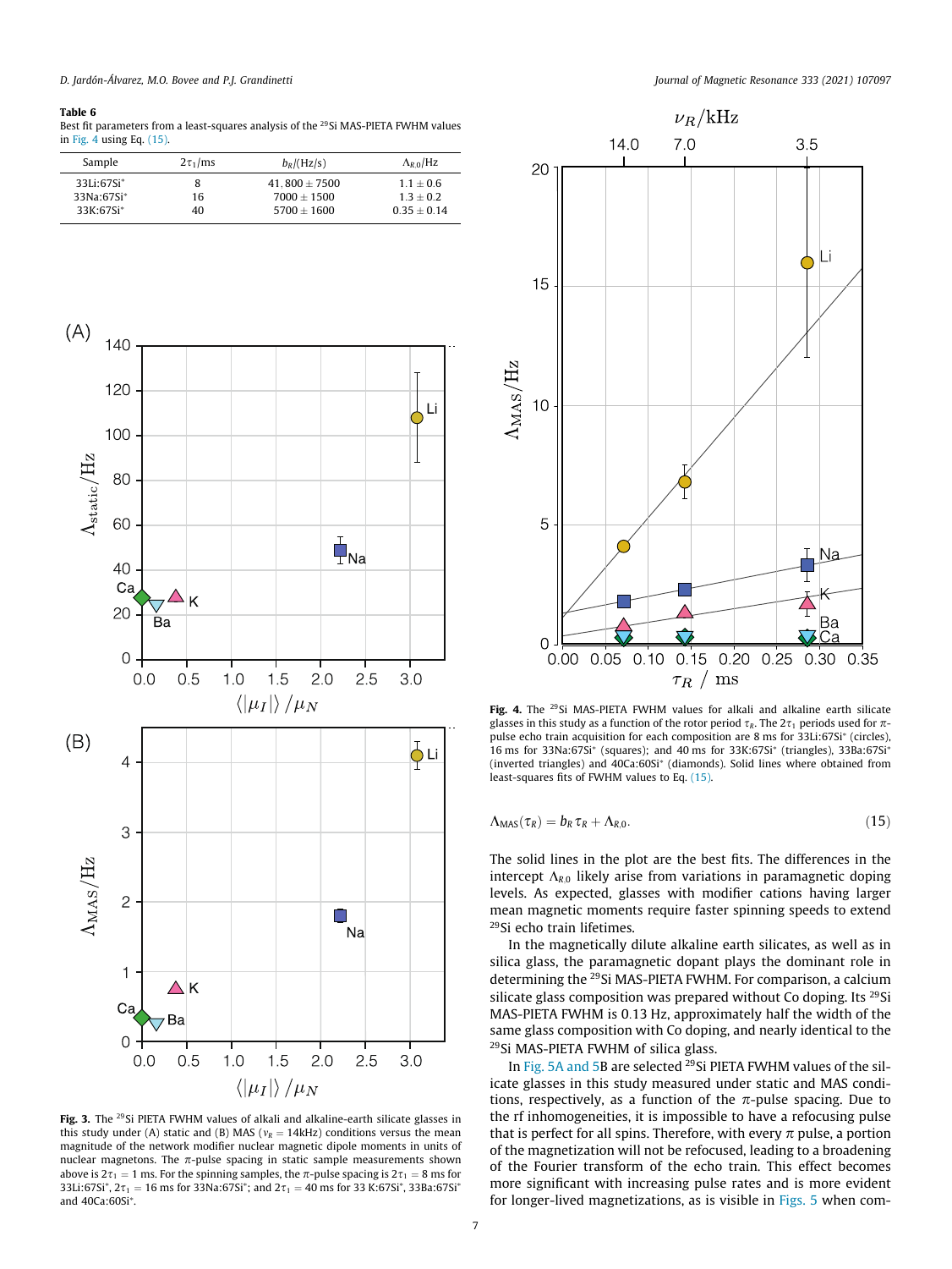**Table 6**
Best fit parameters from a least-squares analysis of the $^{29}$Si MAS-PIETA FWHM values in Fig. 4 using Eq. (15).

| Sample | $2\tau_1$/ms | $b_R$/(Hz/s) | $\Lambda_{R,0}$/Hz |
|---|---|---|---|
| 33Li:67Si* | 8 | $41,800 \pm 7500$ | $1.1 \pm 0.6$ |
| 33Na:67Si* | 16 | $7000 \pm 1500$ | $1.3 \pm 0.2$ |
| 33K:67Si* | 40 | $5700 \pm 1600$ | $0.35 \pm 0.14$ |

**Fig. 3.** The $^{29}$Si PIETA FWHM values of alkali and alkaline-earth silicate glasses in this study under (A) static and (B) MAS ($\nu_R$ = 14kHz) conditions versus the mean magnitude of the network modifier nuclear magnetic dipole moments in units of nuclear magnetons. The $\pi$-pulse spacing in static sample measurements shown above is $2\tau_1$ = 1 ms. For the spinning samples, the $\pi$-pulse spacing is $2\tau_1$ = 8 ms for 33Li:67Si*, $2\tau_1$ = 16 ms for 33Na:67Si*; and $2\tau_1$ = 40 ms for 33 K:67Si*, 33Ba:67Si* and 40Ca:60Si*.

**Fig. 4.** The $^{29}$Si MAS-PIETA FWHM values for alkali and alkaline earth silicate glasses in this study as a function of the rotor period $\tau_R$. The $2\tau_1$ periods used for $\pi$-pulse echo train acquisition for each composition are 8 ms for 33Li:67Si* (circles), 16 ms for 33Na:67Si* (squares); and 40 ms for 33K:67Si* (triangles), 33Ba:67Si* (inverted triangles) and 40Ca:60Si* (diamonds). Solid lines where obtained from least-squares fits of FWHM values to Eq. (15).

$$\Lambda_{\text{MAS}}(\tau_R) = b_R\,\tau_R + \Lambda_{R,0}. \tag{15}$$

The solid lines in the plot are the best fits. The differences in the intercept $\Lambda_{R,0}$ likely arise from variations in paramagnetic doping levels. As expected, glasses with modifier cations having larger mean magnetic moments require faster spinning speeds to extend $^{29}$Si echo train lifetimes.

In the magnetically dilute alkaline earth silicates, as well as in silica glass, the paramagnetic dopant plays the dominant role in determining the $^{29}$Si MAS-PIETA FWHM. For comparison, a calcium silicate glass composition was prepared without Co doping. Its $^{29}$Si MAS-PIETA FWHM is 0.13 Hz, approximately half the width of the same glass composition with Co doping, and nearly identical to the $^{29}$Si MAS-PIETA FWHM of silica glass.

In Fig. 5A and 5B are selected $^{29}$Si PIETA FWHM values of the silicate glasses in this study measured under static and MAS conditions, respectively, as a function of the $\pi$-pulse spacing. Due to the rf inhomogeneities, it is impossible to have a refocusing pulse that is perfect for all spins. Therefore, with every $\pi$ pulse, a portion of the magnetization will not be refocused, leading to a broadening of the Fourier transform of the echo train. This effect becomes more significant with increasing pulse rates and is more evident for longer-lived magnetizations, as is visible in Figs. 5 when com-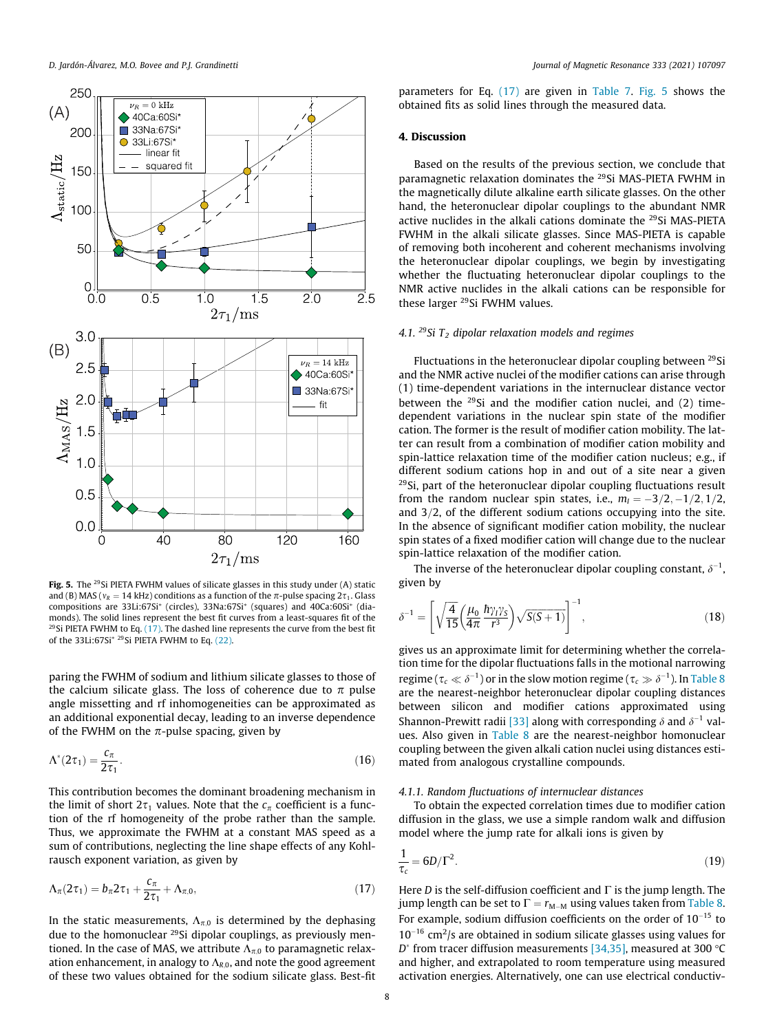**Fig. 5.** The $^{29}$Si PIETA FWHM values of silicate glasses in this study under (A) static and (B) MAS ($\nu_R = 14$ kHz) conditions as a function of the $\pi$-pulse spacing $2\tau_1$. Glass compositions are 33Li:67Si* (circles), 33Na:67Si* (squares) and 40Ca:60Si* (diamonds). The solid lines represent the best fit curves from a least-squares fit of the $^{29}$Si PIETA FWHM to Eq. (17). The dashed line represents the curve from the best fit of the 33Li:67Si* $^{29}$Si PIETA FWHM to Eq. (22).

paring the FWHM of sodium and lithium silicate glasses to those of the calcium silicate glass. The loss of coherence due to $\pi$ pulse angle missetting and rf inhomogeneities can be approximated as an additional exponential decay, leading to an inverse dependence of the FWHM on the $\pi$-pulse spacing, given by

$$\Lambda^*(2\tau_1) = \frac{c_\pi}{2\tau_1}. \tag{16}$$

This contribution becomes the dominant broadening mechanism in the limit of short $2\tau_1$ values. Note that the $c_\pi$ coefficient is a function of the rf homogeneity of the probe rather than the sample. Thus, we approximate the FWHM at a constant MAS speed as a sum of contributions, neglecting the line shape effects of any Kohlrausch exponent variation, as given by

$$\Lambda_\pi(2\tau_1) = b_\pi 2\tau_1 + \frac{c_\pi}{2\tau_1} + \Lambda_{\pi,0}, \tag{17}$$

In the static measurements, $\Lambda_{\pi,0}$ is determined by the dephasing due to the homonuclear $^{29}$Si dipolar couplings, as previously mentioned. In the case of MAS, we attribute $\Lambda_{\pi,0}$ to paramagnetic relaxation enhancement, in analogy to $\Lambda_{R,0}$, and note the good agreement of these two values obtained for the sodium silicate glass. Best-fit parameters for Eq. (17) are given in Table 7. Fig. 5 shows the obtained fits as solid lines through the measured data.

## 4. Discussion

Based on the results of the previous section, we conclude that paramagnetic relaxation dominates the $^{29}$Si MAS-PIETA FWHM in the magnetically dilute alkaline earth silicate glasses. On the other hand, the heteronuclear dipolar couplings to the abundant NMR active nuclides in the alkali cations dominate the $^{29}$Si MAS-PIETA FWHM in the alkali silicate glasses. Since MAS-PIETA is capable of removing both incoherent and coherent mechanisms involving the heteronuclear dipolar couplings, we begin by investigating whether the fluctuating heteronuclear dipolar couplings to the NMR active nuclides in the alkali cations can be responsible for these larger $^{29}$Si FWHM values.

### 4.1. $^{29}$Si $T_2$ dipolar relaxation models and regimes

Fluctuations in the heteronuclear dipolar coupling between $^{29}$Si and the NMR active nuclei of the modifier cations can arise through (1) time-dependent variations in the internuclear distance vector between the $^{29}$Si and the modifier cation nuclei, and (2) time-dependent variations in the nuclear spin state of the modifier cation. The former is the result of modifier cation mobility. The latter can result from a combination of modifier cation mobility and spin-lattice relaxation time of the modifier cation nucleus; e.g., if different sodium cations hop in and out of a site near a given $^{29}$Si, part of the heteronuclear dipolar coupling fluctuations result from the random nuclear spin states, i.e., $m_I = -3/2, -1/2, 1/2$, and $3/2$, of the different sodium cations occupying into the site. In the absence of significant modifier cation mobility, the nuclear spin states of a fixed modifier cation will change due to the nuclear spin-lattice relaxation of the modifier cation.

The inverse of the heteronuclear dipolar coupling constant, $\delta^{-1}$, given by

$$\delta^{-1} = \left[\sqrt{\frac{4}{15}}\left(\frac{\mu_0}{4\pi}\frac{\hbar\gamma_I\gamma_S}{r^3}\right)\sqrt{S(S+1)}\right]^{-1}, \tag{18}$$

gives us an approximate limit for determining whether the correlation time for the dipolar fluctuations falls in the motional narrowing regime ($\tau_c \ll \delta^{-1}$) or in the slow motion regime ($\tau_c \gg \delta^{-1}$). In Table 8 are the nearest-neighbor heteronuclear dipolar coupling distances between silicon and modifier cations approximated using Shannon-Prewitt radii [33] along with corresponding $\delta$ and $\delta^{-1}$ values. Also given in Table 8 are the nearest-neighbor homonuclear coupling between the given alkali cation nuclei using distances estimated from analogous crystalline compounds.

#### 4.1.1. Random fluctuations of internuclear distances

To obtain the expected correlation times due to modifier cation diffusion in the glass, we use a simple random walk and diffusion model where the jump rate for alkali ions is given by

$$\frac{1}{\tau_c} = 6D/\Gamma^2. \tag{19}$$

Here $D$ is the self-diffusion coefficient and $\Gamma$ is the jump length. The jump length can be set to $\Gamma = r_{\text{M-M}}$ using values taken from Table 8. For example, sodium diffusion coefficients on the order of $10^{-15}$ to $10^{-16}$ cm$^2$/s are obtained in sodium silicate glasses using values for $D^*$ from tracer diffusion measurements [34,35], measured at 300 °C and higher, and extrapolated to room temperature using measured activation energies. Alternatively, one can use electrical conductiv-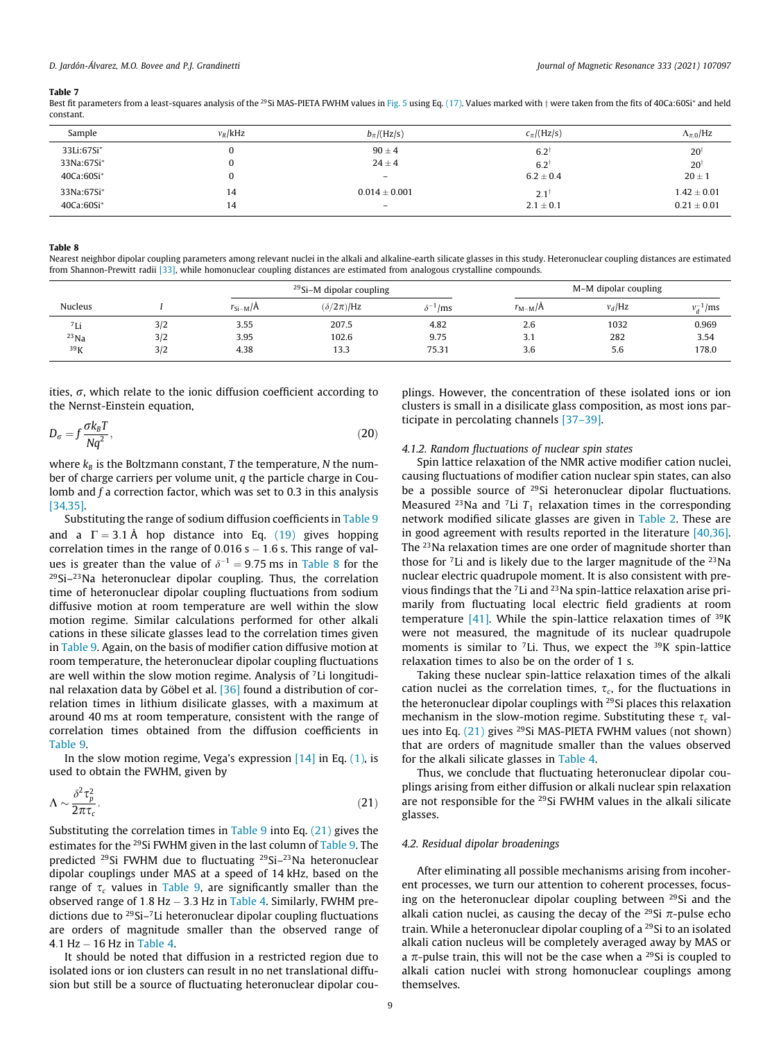**Table 7**
Best fit parameters from a least-squares analysis of the $^{29}$Si MAS-PIETA FWHM values in Fig. 5 using Eq. (17). Values marked with † were taken from the fits of 40Ca:60Si* and held constant.

| Sample | $\nu_R$/kHz | $b_\pi$/(Hz/s) | $c_\pi$/(Hz/s) | $\Lambda_{\pi,0}$/Hz |
|---|---|---|---|---|
| 33Li:67Si* | 0 | $90 \pm 4$ | $6.2^\dagger$ | $20^\dagger$ |
| 33Na:67Si* | 0 | $24 \pm 4$ | $6.2^\dagger$ | $20^\dagger$ |
| 40Ca:60Si* | 0 | – | $6.2 \pm 0.4$ | $20 \pm 1$ |
| 33Na:67Si* | 14 | $0.014 \pm 0.001$ | $2.1^\dagger$ | $1.42 \pm 0.01$ |
| 40Ca:60Si* | 14 | – | $2.1 \pm 0.1$ | $0.21 \pm 0.01$ |

**Table 8**
Nearest neighbor dipolar coupling parameters among relevant nuclei in the alkali and alkaline-earth silicate glasses in this study. Heteronuclear coupling distances are estimated from Shannon-Prewitt radii [33], while homonuclear coupling distances are estimated from analogous crystalline compounds.

| Nucleus | $I$ | $^{29}$Si–M dipolar coupling | | | M–M dipolar coupling | | |
|---|---|---|---|---|---|---|---|
| | | $r_{\text{Si–M}}$/Å | $(\delta/2\pi)$/Hz | $\delta^{-1}$/ms | $r_{\text{M–M}}$/Å | $\nu_d$/Hz | $\nu_d^{-1}$/ms |
| $^7$Li | 3/2 | 3.55 | 207.5 | 4.82 | 2.6 | 1032 | 0.969 |
| $^{23}$Na | 3/2 | 3.95 | 102.6 | 9.75 | 3.1 | 282 | 3.54 |
| $^{39}$K | 3/2 | 4.38 | 13.3 | 75.31 | 3.6 | 5.6 | 178.0 |

ities, $\sigma$, which relate to the ionic diffusion coefficient according to the Nernst-Einstein equation,

$$D_\sigma = f\frac{\sigma k_B T}{Nq^2}, \tag{20}$$

where $k_B$ is the Boltzmann constant, $T$ the temperature, $N$ the number of charge carriers per volume unit, $q$ the particle charge in Coulomb and $f$ a correction factor, which was set to 0.3 in this analysis [34,35].

Substituting the range of sodium diffusion coefficients in Table 9 and a $\Gamma = 3.1$ Å hop distance into Eq. (19) gives hopping correlation times in the range of 0.016 s – 1.6 s. This range of values is greater than the value of $\delta^{-1} = 9.75$ ms in Table 8 for the $^{29}$Si–$^{23}$Na heteronuclear dipolar coupling. Thus, the correlation time of heteronuclear dipolar coupling fluctuations from sodium diffusive motion at room temperature are well within the slow motion regime. Similar calculations performed for other alkali cations in these silicate glasses lead to the correlation times given in Table 9. Again, on the basis of modifier cation diffusive motion at room temperature, the heteronuclear dipolar coupling fluctuations are well within the slow motion regime. Analysis of $^7$Li longitudinal relaxation data by Göbel et al. [36] found a distribution of correlation times in lithium disilicate glasses, with a maximum at around 40 ms at room temperature, consistent with the range of correlation times obtained from the diffusion coefficients in Table 9.

In the slow motion regime, Vega's expression [14] in Eq. (1), is used to obtain the FWHM, given by

$$\Lambda \sim \frac{\delta^2 \tau_p^2}{2\pi\tau_c}. \tag{21}$$

Substituting the correlation times in Table 9 into Eq. (21) gives the estimates for the $^{29}$Si FWHM given in the last column of Table 9. The predicted $^{29}$Si FWHM due to fluctuating $^{29}$Si–$^{23}$Na heteronuclear dipolar couplings under MAS at a speed of 14 kHz, based on the range of $\tau_c$ values in Table 9, are significantly smaller than the observed range of 1.8 Hz – 3.3 Hz in Table 4. Similarly, FWHM predictions due to $^{29}$Si–$^7$Li heteronuclear dipolar coupling fluctuations are orders of magnitude smaller than the observed range of 4.1 Hz – 16 Hz in Table 4.

It should be noted that diffusion in a restricted region due to isolated ions or ion clusters can result in no net translational diffusion but still be a source of fluctuating heteronuclear dipolar couplings. However, the concentration of these isolated ions or ion clusters is small in a disilicate glass composition, as most ions participate in percolating channels [37–39].

#### 4.1.2. Random fluctuations of nuclear spin states

Spin lattice relaxation of the NMR active modifier cation nuclei, causing fluctuations of modifier cation nuclear spin states, can also be a possible source of $^{29}$Si heteronuclear dipolar fluctuations. Measured $^{23}$Na and $^7$Li $T_1$ relaxation times in the corresponding network modified silicate glasses are given in Table 2. These are in good agreement with results reported in the literature [40,36]. The $^{23}$Na relaxation times are one order of magnitude shorter than those for $^7$Li and is likely due to the larger magnitude of the $^{23}$Na nuclear electric quadrupole moment. It is also consistent with previous findings that the $^7$Li and $^{23}$Na spin-lattice relaxation arise primarily from fluctuating local electric field gradients at room temperature [41]. While the spin-lattice relaxation times of $^{39}$K were not measured, the magnitude of its nuclear quadrupole moments is similar to $^7$Li. Thus, we expect the $^{39}$K spin-lattice relaxation times to also be on the order of 1 s.

Taking these nuclear spin-lattice relaxation times of the alkali cation nuclei as the correlation times, $\tau_c$, for the fluctuations in the heteronuclear dipolar couplings with $^{29}$Si places this relaxation mechanism in the slow-motion regime. Substituting these $\tau_c$ values into Eq. (21) gives $^{29}$Si MAS-PIETA FWHM values (not shown) that are orders of magnitude smaller than the values observed for the alkali silicate glasses in Table 4.

Thus, we conclude that fluctuating heteronuclear dipolar couplings arising from either diffusion or alkali nuclear spin relaxation are not responsible for the $^{29}$Si FWHM values in the alkali silicate glasses.

### 4.2. Residual dipolar broadenings

After eliminating all possible mechanisms arising from incoherent processes, we turn our attention to coherent processes, focusing on the heteronuclear dipolar coupling between $^{29}$Si and the alkali cation nuclei, as causing the decay of the $^{29}$Si $\pi$-pulse echo train. While a heteronuclear dipolar coupling of a $^{29}$Si to an isolated alkali cation nucleus will be completely averaged away by MAS or a $\pi$-pulse train, this will not be the case when a $^{29}$Si is coupled to alkali cation nuclei with strong homonuclear couplings among themselves.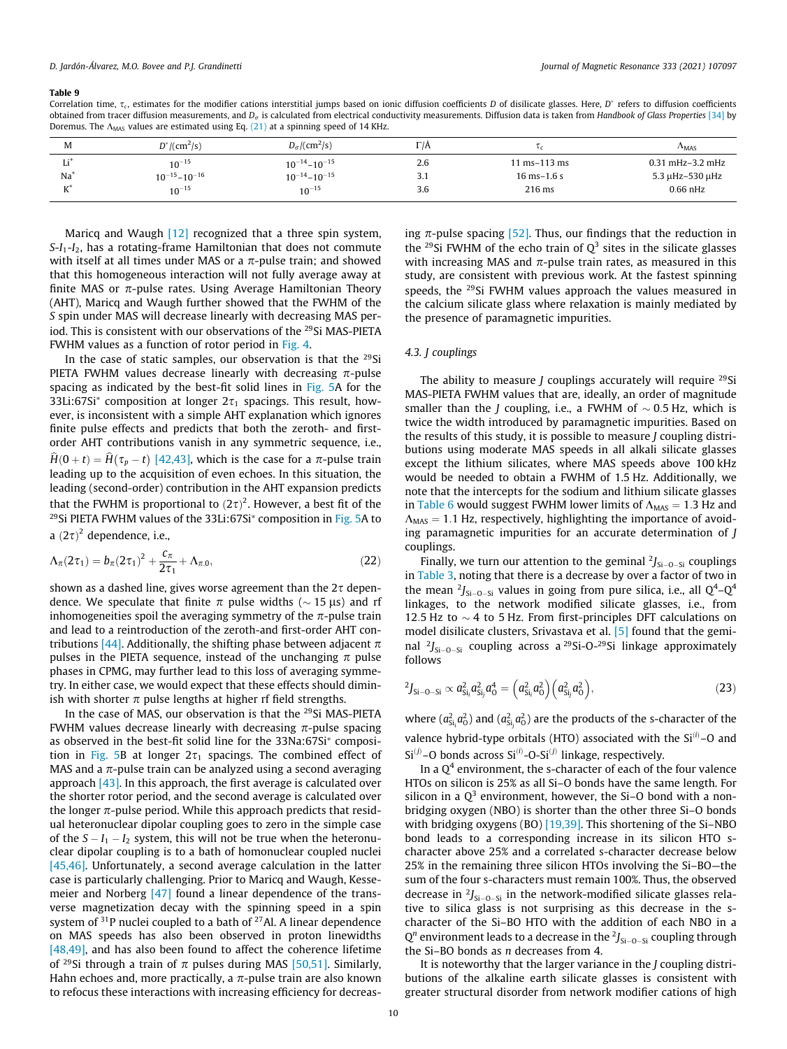**Table 9**

Correlation time, $\tau_c$, estimates for the modifier cations interstitial jumps based on ionic diffusion coefficients $D$ of disilicate glasses. Here, $D^*$ refers to diffusion coefficients obtained from tracer diffusion measurements, and $D_\sigma$ is calculated from electrical conductivity measurements. Diffusion data is taken from *Handbook of Glass Properties* [34] by Doremus. The $\Lambda_{MAS}$ values are estimated using Eq. (21) at a spinning speed of 14 KHz.

| M | $D^*/(\text{cm}^2/\text{s})$ | $D_\sigma/(\text{cm}^2/\text{s})$ | $\Gamma$/Å | $\tau_c$ | $\Lambda_{MAS}$ |
|---|---|---|---|---|---|
| $Li^+$ | $10^{-15}$ | $10^{-14}$–$10^{-15}$ | 2.6 | 11 ms–113 ms | 0.31 mHz–3.2 mHz |
| $Na^+$ | $10^{-15}$–$10^{-16}$ | $10^{-14}$–$10^{-15}$ | 3.1 | 16 ms–1.6 s | 5.3 µHz–530 µHz |
| $K^+$ | $10^{-15}$ | $10^{-15}$ | 3.6 | 216 ms | 0.66 nHz |

Maricq and Waugh [12] recognized that a three spin system, $S$-$I_1$-$I_2$, has a rotating-frame Hamiltonian that does not commute with itself at all times under MAS or a $\pi$-pulse train; and showed that this homogeneous interaction will not fully average away at finite MAS or $\pi$-pulse rates. Using Average Hamiltonian Theory (AHT), Maricq and Waugh further showed that the FWHM of the $S$ spin under MAS will decrease linearly with decreasing MAS period. This is consistent with our observations of the $^{29}$Si MAS-PIETA FWHM values as a function of rotor period in Fig. 4.

In the case of static samples, our observation is that the $^{29}$Si PIETA FWHM values decrease linearly with decreasing $\pi$-pulse spacing as indicated by the best-fit solid lines in Fig. 5A for the 33Li:67Si* composition at longer $2\tau_1$ spacings. This result, however, is inconsistent with a simple AHT explanation which ignores finite pulse effects and predicts that both the zeroth- and first-order AHT contributions vanish in any symmetric sequence, i.e., $\widehat{H}(0+t) = \widehat{H}(\tau_p - t)$ [42,43], which is the case for a $\pi$-pulse train leading up to the acquisition of even echoes. In this situation, the leading (second-order) contribution in the AHT expansion predicts that the FWHM is proportional to $(2\tau)^2$. However, a best fit of the $^{29}$Si PIETA FWHM values of the 33Li:67Si* composition in Fig. 5A to a $(2\tau)^2$ dependence, i.e.,

$$\Lambda_\pi(2\tau_1) = b_\pi(2\tau_1)^2 + \frac{c_\pi}{2\tau_1} + \Lambda_{\pi,0}, \tag{22}$$

shown as a dashed line, gives worse agreement than the $2\tau$ dependence. We speculate that finite $\pi$ pulse widths ($\sim 15$ µs) and rf inhomogeneities spoil the averaging symmetry of the $\pi$-pulse train and lead to a reintroduction of the zeroth-and first-order AHT contributions [44]. Additionally, the shifting phase between adjacent $\pi$ pulses in the PIETA sequence, instead of the unchanging $\pi$ pulse phases in CPMG, may further lead to this loss of averaging symmetry. In either case, we would expect that these effects should diminish with shorter $\pi$ pulse lengths at higher rf field strengths.

In the case of MAS, our observation is that the $^{29}$Si MAS-PIETA FWHM values decrease linearly with decreasing $\pi$-pulse spacing as observed in the best-fit solid line for the 33Na:67Si* composition in Fig. 5B at longer $2\tau_1$ spacings. The combined effect of MAS and a $\pi$-pulse train can be analyzed using a second averaging approach [43]. In this approach, the first average is calculated over the shorter rotor period, and the second average is calculated over the longer $\pi$-pulse period. While this approach predicts that residual heteronuclear dipolar coupling goes to zero in the simple case of the $S-I_1-I_2$ system, this will not be true when the heteronuclear dipolar coupling is to a bath of homonuclear coupled nuclei [45,46]. Unfortunately, a second average calculation in the latter case is particularly challenging. Prior to Maricq and Waugh, Kessemeier and Norberg [47] found a linear dependence of the transverse magnetization decay with the spinning speed in a spin system of $^{31}$P nuclei coupled to a bath of $^{27}$Al. A linear dependence on MAS speeds has also been observed in proton linewidths [48,49], and has also been found to affect the coherence lifetime of $^{29}$Si through a train of $\pi$ pulses during MAS [50,51]. Similarly, Hahn echoes and, more practically, a $\pi$-pulse train are also known to refocus these interactions with increasing efficiency for decreasing $\pi$-pulse spacing [52]. Thus, our findings that the reduction in the $^{29}$Si FWHM of the echo train of $Q^3$ sites in the silicate glasses with increasing MAS and $\pi$-pulse train rates, as measured in this study, are consistent with previous work. At the fastest spinning speeds, the $^{29}$Si FWHM values approach the values measured in the calcium silicate glass where relaxation is mainly mediated by the presence of paramagnetic impurities.

### 4.3. J couplings

The ability to measure $J$ couplings accurately will require $^{29}$Si MAS-PIETA FWHM values that are, ideally, an order of magnitude smaller than the $J$ coupling, i.e., a FWHM of $\sim 0.5$ Hz, which is twice the width introduced by paramagnetic impurities. Based on the results of this study, it is possible to measure $J$ coupling distributions using moderate MAS speeds in all alkali silicate glasses except the lithium silicates, where MAS speeds above 100 kHz would be needed to obtain a FWHM of 1.5 Hz. Additionally, we note that the intercepts for the sodium and lithium silicate glasses in Table 6 would suggest FWHM lower limits of $\Lambda_{MAS} = 1.3$ Hz and $\Lambda_{MAS} = 1.1$ Hz, respectively, highlighting the importance of avoiding paramagnetic impurities for an accurate determination of $J$ couplings.

Finally, we turn our attention to the geminal $^2J_{\text{Si-O-Si}}$ couplings in Table 3, noting that there is a decrease by over a factor of two in the mean $^2J_{\text{Si-O-Si}}$ values in going from pure silica, i.e., all $Q^4$–$Q^4$ linkages, to the network modified silicate glasses, i.e., from 12.5 Hz to $\sim 4$ to 5 Hz. From first-principles DFT calculations on model disilicate clusters, Srivastava et al. [5] found that the geminal $^2J_{\text{Si-O-Si}}$ coupling across a $^{29}$Si-O-$^{29}$Si linkage approximately follows

$$^2J_{\text{Si-O-Si}} \propto a^2_{\text{Si}_i} a^2_{\text{Si}_j} a^4_{\text{O}} = \left(a^2_{\text{Si}_i} a^2_{\text{O}}\right)\left(a^2_{\text{Si}_j} a^2_{\text{O}}\right), \tag{23}$$

where $(a^2_{\text{Si}_i} a^2_{\text{O}})$ and $(a^2_{\text{Si}_j} a^2_{\text{O}})$ are the products of the s-character of the valence hybrid-type orbitals (HTO) associated with the $\text{Si}^{(i)}$–O and $\text{Si}^{(j)}$–O bonds across $\text{Si}^{(i)}$-O-$\text{Si}^{(j)}$ linkage, respectively.

In a $Q^4$ environment, the s-character of each of the four valence HTOs on silicon is 25% as all Si–O bonds have the same length. For silicon in a $Q^3$ environment, however, the Si–O bond with a non-bridging oxygen (NBO) is shorter than the other three Si–O bonds with bridging oxygens (BO) [19,39]. This shortening of the Si–NBO bond leads to a corresponding increase in its silicon HTO s-character above 25% and a correlated s-character decrease below 25% in the remaining three silicon HTOs involving the Si–BO—the sum of the four s-characters must remain 100%. Thus, the observed decrease in $^2J_{\text{Si-O-Si}}$ in the network-modified silicate glasses relative to silica glass is not surprising as this decrease in the s-character of the Si–BO HTO with the addition of each NBO in a $Q^n$ environment leads to a decrease in the $^2J_{\text{Si-O-Si}}$ coupling through the Si–BO bonds as $n$ decreases from 4.

It is noteworthy that the larger variance in the $J$ coupling distributions of the alkaline earth silicate glasses is consistent with greater structural disorder from network modifier cations of high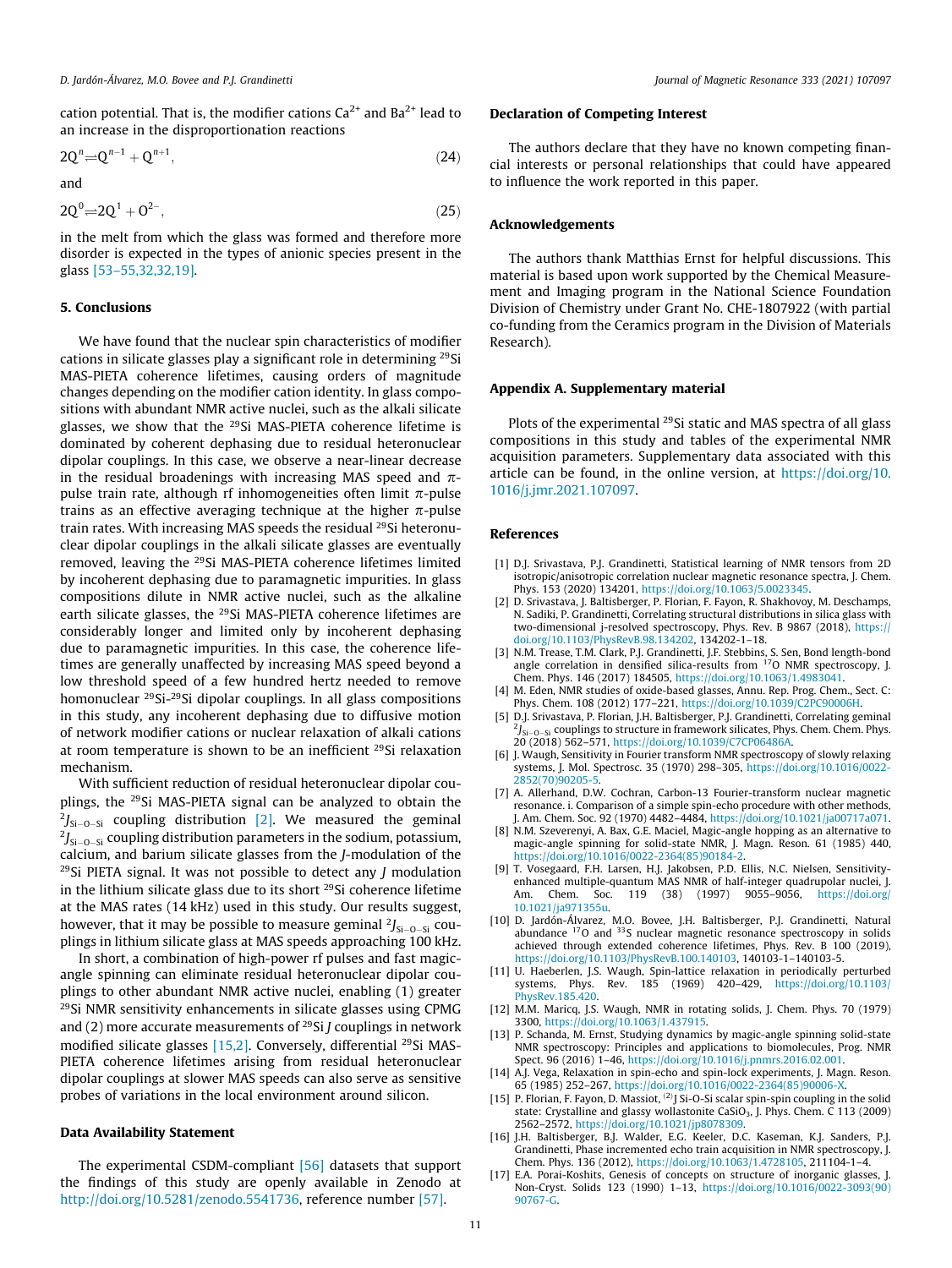cation potential. That is, the modifier cations $Ca^{2+}$ and $Ba^{2+}$ lead to an increase in the disproportionation reactions

$$2Q^n \rightleftharpoons Q^{n-1} + Q^{n+1}, \tag{24}$$

and

$$2Q^0 \rightleftharpoons 2Q^1 + O^{2-}, \tag{25}$$

in the melt from which the glass was formed and therefore more disorder is expected in the types of anionic species present in the glass [53–55,32,32,19].

## 5. Conclusions

We have found that the nuclear spin characteristics of modifier cations in silicate glasses play a significant role in determining $^{29}$Si MAS-PIETA coherence lifetimes, causing orders of magnitude changes depending on the modifier cation identity. In glass compositions with abundant NMR active nuclei, such as the alkali silicate glasses, we show that the $^{29}$Si MAS-PIETA coherence lifetime is dominated by coherent dephasing due to residual heteronuclear dipolar couplings. In this case, we observe a near-linear decrease in the residual broadenings with increasing MAS speed and $\pi$-pulse train rate, although rf inhomogeneities often limit $\pi$-pulse trains as an effective averaging technique at the higher $\pi$-pulse train rates. With increasing MAS speeds the residual $^{29}$Si heteronuclear dipolar couplings in the alkali silicate glasses are eventually removed, leaving the $^{29}$Si MAS-PIETA coherence lifetimes limited by incoherent dephasing due to paramagnetic impurities. In glass compositions dilute in NMR active nuclei, such as the alkaline earth silicate glasses, the $^{29}$Si MAS-PIETA coherence lifetimes are considerably longer and limited only by incoherent dephasing due to paramagnetic impurities. In this case, the coherence lifetimes are generally unaffected by increasing MAS speed beyond a low threshold speed of a few hundred hertz needed to remove homonuclear $^{29}$Si-$^{29}$Si dipolar couplings. In all glass compositions in this study, any incoherent dephasing due to diffusive motion of network modifier cations or nuclear relaxation of alkali cations at room temperature is shown to be an inefficient $^{29}$Si relaxation mechanism.

With sufficient reduction of residual heteronuclear dipolar couplings, the $^{29}$Si MAS-PIETA signal can be analyzed to obtain the $^2J_{\text{Si-O-Si}}$ coupling distribution [2]. We measured the geminal $^2J_{\text{Si-O-Si}}$ coupling distribution parameters in the sodium, potassium, calcium, and barium silicate glasses from the $J$-modulation of the $^{29}$Si PIETA signal. It was not possible to detect any $J$ modulation in the lithium silicate glass due to its short $^{29}$Si coherence lifetime at the MAS rates (14 kHz) used in this study. Our results suggest, however, that it may be possible to measure geminal $^2J_{\text{Si-O-Si}}$ couplings in lithium silicate glass at MAS speeds approaching 100 kHz.

In short, a combination of high-power rf pulses and fast magic-angle spinning can eliminate residual heteronuclear dipolar couplings to other abundant NMR active nuclei, enabling (1) greater $^{29}$Si NMR sensitivity enhancements in silicate glasses using CPMG and (2) more accurate measurements of $^{29}$Si $J$ couplings in network modified silicate glasses [15,2]. Conversely, differential $^{29}$Si MAS-PIETA coherence lifetimes arising from residual heteronuclear dipolar couplings at slower MAS speeds can also serve as sensitive probes of variations in the local environment around silicon.

### Data Availability Statement

The experimental CSDM-compliant [56] datasets that support the findings of this study are openly available in Zenodo at http://doi.org/10.5281/zenodo.5541736, reference number [57].

### Declaration of Competing Interest

The authors declare that they have no known competing financial interests or personal relationships that could have appeared to influence the work reported in this paper.

### Acknowledgements

The authors thank Matthias Ernst for helpful discussions. This material is based upon work supported by the Chemical Measurement and Imaging program in the National Science Foundation Division of Chemistry under Grant No. CHE-1807922 (with partial co-funding from the Ceramics program in the Division of Materials Research).

### Appendix A. Supplementary material

Plots of the experimental $^{29}$Si static and MAS spectra of all glass compositions in this study and tables of the experimental NMR acquisition parameters. Supplementary data associated with this article can be found, in the online version, at https://doi.org/10.1016/j.jmr.2021.107097.

### References

[1] D.J. Srivastava, P.J. Grandinetti, Statistical learning of NMR tensors from 2D isotropic/anisotropic correlation nuclear magnetic resonance spectra, J. Chem. Phys. 153 (2020) 134201, https://doi.org/10.1063/5.0023345.

[2] D. Srivastava, J. Baltisberger, P. Florian, F. Fayon, R. Shakhovoy, M. Deschamps, N. Sadiki, P. Grandinetti, Correlating structural distributions in silica glass with two-dimensional j-resolved spectroscopy, Phys. Rev. B 9867 (2018), https://doi.org/10.1103/PhysRevB.98.134202, 134202-1–18.

[3] N.M. Trease, T.M. Clark, P.J. Grandinetti, J.F. Stebbins, S. Sen, Bond length-bond angle correlation in densified silica-results from $^{17}$O NMR spectroscopy, J. Chem. Phys. 146 (2017) 184505, https://doi.org/10.1063/1.4983041.

[4] M. Eden, NMR studies of oxide-based glasses, Annu. Rep. Prog. Chem., Sect. C: Phys. Chem. 108 (2012) 177–221, https://doi.org/10.1039/C2PC90006H.

[5] D.J. Srivastava, P. Florian, J.H. Baltisberger, P.J. Grandinetti, Correlating geminal $^2J_{\text{Si-O-Si}}$ couplings to structure in framework silicates, Phys. Chem. Chem. Phys. 20 (2018) 562–571, https://doi.org/10.1039/C7CP06486A.

[6] J. Waugh, Sensitivity in Fourier transform NMR spectroscopy of slowly relaxing systems, J. Mol. Spectrosc. 35 (1970) 298–305, https://doi.org/10.1016/0022-2852(70)90205-5.

[7] A. Allerhand, D.W. Cochran, Carbon-13 Fourier-transform nuclear magnetic resonance. i. Comparison of a simple spin-echo procedure with other methods, J. Am. Chem. Soc. 92 (1970) 4482–4484, https://doi.org/10.1021/ja00717a071.

[8] N.M. Szeverenyi, A. Bax, G.E. Maciel, Magic-angle hopping as an alternative to magic-angle spinning for solid-state NMR, J. Magn. Reson. 61 (1985) 440, https://doi.org/10.1016/0022-2364(85)90184-2.

[9] T. Vosegaard, F.H. Larsen, H.J. Jakobsen, P.D. Ellis, N.C. Nielsen, Sensitivity-enhanced multiple-quantum MAS NMR of half-integer quadrupolar nuclei, J. Am. Chem. Soc. 119 (38) (1997) 9055–9056, https://doi.org/10.1021/ja971355u.

[10] D. Jardón-Álvarez, M.O. Bovee, J.H. Baltisberger, P.J. Grandinetti, Natural abundance $^{17}$O and $^{33}$S nuclear magnetic resonance spectroscopy in solids achieved through extended coherence lifetimes, Phys. Rev. B 100 (2019), https://doi.org/10.1103/PhysRevB.100.140103, 140103-1–140103-5.

[11] U. Haeberlen, J.S. Waugh, Spin-lattice relaxation in periodically perturbed systems, Phys. Rev. 185 (1969) 420–429, https://doi.org/10.1103/PhysRev.185.420.

[12] M.M. Maricq, J.S. Waugh, NMR in rotating solids, J. Chem. Phys. 70 (1979) 3300, https://doi.org/10.1063/1.437915.

[13] P. Schanda, M. Ernst, Studying dynamics by magic-angle spinning solid-state NMR spectroscopy: Principles and applications to biomolecules, Prog. NMR Spect. 96 (2016) 1–46, https://doi.org/10.1016/j.pnmrs.2016.02.001.

[14] A.J. Vega, Relaxation in spin-echo and spin-lock experiments, J. Magn. Reson. 65 (1985) 252–267, https://doi.org/10.1016/0022-2364(85)90006-X.

[15] P. Florian, F. Fayon, D. Massiot, $^{(2)}$J Si-O-Si scalar spin-spin coupling in the solid state: Crystalline and glassy wollastonite $CaSiO_3$, J. Phys. Chem. C 113 (2009) 2562–2572, https://doi.org/10.1021/jp8078309.

[16] J.H. Baltisberger, B.J. Walder, E.G. Keeler, D.C. Kaseman, K.J. Sanders, P.J. Grandinetti, Phase incremented echo train acquisition in NMR spectroscopy, J. Chem. Phys. 136 (2012), https://doi.org/10.1063/1.4728105, 211104-1–4.

[17] E.A. Porai-Koshits, Genesis of concepts on structure of inorganic glasses, J. Non-Cryst. Solids 123 (1990) 1–13, https://doi.org/10.1016/0022-3093(90)90767-G.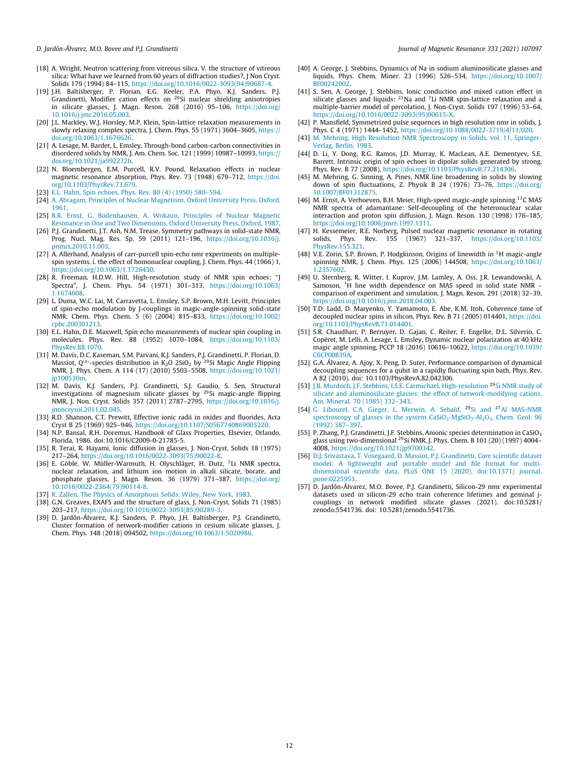[18] A. Wright, Neutron scattering from vitreous silica. V. the structure of vitreous silica: What have we learned from 60 years of diffraction studies?, J Non Cryst. Solids 179 (1994) 84–115, https://doi.org/10.1016/0022-3093(94)90687-4.

[19] J.H. Baltisberger, P. Florian, E.G. Keeler, P.A. Phyo, K.J. Sanders, P.J. Grandinetti, Modifier cation effects on $^{29}$Si nuclear shielding anisotropies in silicate glasses, J. Magn. Reson. 268 (2016) 95–106, https://doi.org/10.1016/j.jmr.2016.05.003.

[20] J.L. Markley, W.J. Horsley, M.P. Klein, Spin-lattice relaxation measurements in slowly relaxing complex spectra, J. Chem. Phys. 55 (1971) 3604–3605, https://doi.org/10.1063/1.1676626.

[21] A. Lesage, M. Bardet, L. Emsley, Through-bond carbon-carbon connectivities in disordered solids by NMR, J. Am. Chem. Soc. 121 (1999) 10987–10993, https://doi.org/10.1021/ja992272b.

[22] N. Bloembergen, E.M. Purcell, R.V. Pound, Relaxation effects in nuclear magnetic resonance absorption, Phys. Rev. 73 (1948) 679–712, https://doi.org/10.1103/PhysRev.73.679.

[23] E.L. Hahn, Spin echoes, Phys. Rev. 80 (4) (1950) 580–594.

[24] A. Abragam, Principles of Nuclear Magnetism, Oxford University Press, Oxford, 1961.

[25] R.R. Ernst, G. Bodenhausen, A. Wokaun, Principles of Nuclear Magnetic Resonance in One and Two Dimensions, Oxford University Press, Oxford, 1987.

[26] P.J. Grandinetti, J.T. Ash, N.M. Trease, Symmetry pathways in solid-state NMR, Prog. Nucl. Mag. Res. Sp. 59 (2011) 121–196, https://doi.org/10.1016/j.pnmrs.2010.11.003.

[27] A. Allerhand, Analysis of carr-purcell spin-echo nmr experiments on multiple-spin systems. i. the effect of homonuclear coupling, J. Chem. Phys. 44 (1966) 1, https://doi.org/10.1063/1.1726430.

[28] R. Freeman, H.D.W. Hill, High-resolution study of NMR spin echoes: "J Spectra", J. Chem. Phys. 54 (1971) 301–313, https://doi.org/10.1063/1.1674608.

[29] L. Duma, W.C. Lai, M. Carravetta, L. Emsley, S.P. Brown, M.H. Levitt, Principles of spin-echo modulation by J-couplings in magic-angle-spinning solid-state NMR, Chem. Phys. Chem. 5 (6) (2004) 815–833, https://doi.org/10.1002/cphc.200301213.

[30] E.L. Hahn, D.E. Maxwell, Spin echo measurements of nuclear spin coupling in molecules, Phys. Rev. 88 (1952) 1070–1084, https://doi.org/10.1103/PhysRev.88.1070.

[31] M. Davis, D.C. Kaseman, S.M. Parvani, K.J. Sanders, P.J. Grandinetti, P. Florian, D. Massiot, $Q^{(n)}$-species distribution in $K_2O$ $2SiO_2$ by $^{29}$Si Magic Angle Flipping NMR, J. Phys. Chem. A 114 (17) (2010) 5503–5508, https://doi.org/10.1021/jp100530m.

[32] M. Davis, K.J. Sanders, P.J. Grandinetti, S.J. Gaudio, S. Sen, Structural investigations of magnesium silicate glasses by $^{29}$Si magic-angle flipping NMR, J. Non. Cryst. Solids 357 (2011) 2787–2795, https://doi.org/10.1016/j.jnoncrysol.2011.02.045.

[33] R.D. Shannon, C.T. Prewitt, Effective ionic radii in oxides and fluorides, Acta Cryst B 25 (1969) 925–946, https://doi.org/10.1107/S0567740869003220.

[34] N.P. Bansal, R.H. Doremus, Handbook of Glass Properties, Elsevier, Orlando, Florida, 1986. doi:10.1016/C2009-0-21785-5.

[35] R. Terai, R. Hayami, Ionic diffusion in glasses, J. Non-Cryst. Solids 18 (1975) 217–264, https://doi.org/10.1016/0022-3093(75)90022-8.

[36] E. Göble, W. Müller-Warmuth, H. Olyschläger, H. Dutz, $^{7}$Li NMR spectra, nuclear relaxation, and lithium ion motion in alkali silicate, borate, and phosphate glasses, J. Magn. Reson. 36 (1979) 371–387, https://doi.org/10.1016/0022-2364(79)90114-8.

[37] R. Zallen, The Physics of Amorphous Solids, Wiley, New York, 1983.

[38] G.N. Greaves, EXAFS and the structure of glass, J. Non-Cryst. Solids 71 (1985) 203–217, https://doi.org/10.1016/0022-3093(85)90289-3.

[39] D. Jardón-Álvarez, K.J. Sanders, P. Phyo, J.H. Baltisberger, P.J. Grandinetti, Cluster formation of network-modifier cations in cesium silicate glasses, J. Chem. Phys. 148 (2018) 094502, https://doi.org/10.1063/1.5020986.

[40] A. George, J. Stebbins, Dynamics of Na in sodium aluminosilicate glasses and liquids, Phys. Chem. Miner. 23 (1996) 526–534, https://doi.org/10.1007/BF00242002.

[41] S. Sen, A. George, J. Stebbins, Ionic conduction and mixed cation effect in silicate glasses and liquids: $^{23}$Na and $^{7}$Li NMR spin-lattice relaxation and a multiple-barrier model of percolation, J. Non-Cryst. Solids 197 (1996) 53–64, https://doi.org/10.1016/0022-3093(95)00615-X.

[42] P. Mansfield, Symmetrized pulse sequences in high resolution nmr in solids, J. Phys. C 4 (1971) 1444–1452, https://doi.org/10.1088/0022-3719/4/11/020.

[43] M. Mehring, High Resolution NMR Spectroscopy in Solids, vol. 11, Springer-Verlag, Berlin, 1983.

[44] D. Li, Y. Dong, R.G. Ramos, J.D. Murray, K. MacLean, A.E. Dementyev, S.E. Barrett, Intrinsic origin of spin echoes in dipolar solids generated by strong, Phys. Rev. B 77 (2008), https://doi.org/10.1103/PhysRevB.77.214306.

[45] M. Mehring, G. Sinning, A. Pines, NMR line broadening in solids by slowing down of spin fluctuations, Z. Physik B 24 (1976) 73–76, https://doi.org/10.1007/BF01312875.

[46] M. Ernst, A. Verhoeven, B.H. Meier, High-speed magic-angle spinning $^{13}$C MAS NMR spectra of adamantane: Self-decoupling of the heteronuclear scalar interaction and proton spin diffusion, J. Magn. Reson. 130 (1998) 176–185, https://doi.org/10.1006/jmre.1997.1311.

[47] H. Kessemeier, R.E. Norberg, Pulsed nuclear magnetic resonance in rotating solids, Phys. Rev. 155 (1967) 321–337, https://doi.org/10.1103/PhysRev.155.321.

[48] V.E. Zorin, S.P. Brown, P. Hodgkinson, Origins of linewidth in $^{1}$H magic-angle spinning NMR, J. Chem. Phys. 125 (2006) 144508, https://doi.org/10.1063/1.2357602.

[49] U. Sternberg, R. Witter, I. Kuprov, J.M. Lamley, A. Oss, J.R. Lewandowski, A. Samoson, $^{1}$H line width dependence on MAS speed in solid state NMR – comparison of experiment and simulation, J. Magn. Reson. 291 (2018) 32–39, https://doi.org/10.1016/j.jmr.2018.04.003.

[50] T.D. Ladd, D. Maryenko, Y. Yamamoto, E. Abe, K.M. Itoh, Coherence time of decoupled nuclear spins in silicon, Phys. Rev. B 71 (2005) 014401, https://doi.org/10.1103/PhysRevB.71.014401.

[51] S.R. Chaudhari, P. Berruyer, D. Gajan, C. Reiter, F. Engelke, D.L. Silverio, C. Copéret, M. Lelli, A. Lesage, L. Emsley, Dynamic nuclear polarization at 40 kHz magic angle spinning, PCCP 18 (2016) 10616–10622, https://doi.org/10.1039/C6CP00839A.

[52] G.A. Álvarez, A. Ajoy, X. Peng, D. Suter, Performance comparison of dynamical decoupling sequences for a qubit in a rapidly fluctuating spin bath, Phys. Rev. A 82 (2010). doi: 10.1103/PhysRevA.82.042306.

[53] J.B. Murdoch, J.F. Stebbins, I.S.E. Carmichael, High-resolution $^{29}$Si NMR study of silicate and aluminosilicate glasses: the effect of network-modifying cations, Am. Mineral. 70 (1985) 332–343.

[54] G. Libourel, C.A. Gieger, L. Merwin, A. Sebald, $^{29}$Si and $^{27}$Al MAS-NMR spectroscopy of glasses in the system $CaSiO_3$-$MgSiO_3$-$Al_2O_3$, Chem. Geol. 96 (1992) 387–397.

[55] P. Zhang, P.J. Grandinetti, J.F. Stebbins, Anionic species determination in $CaSiO_3$ glass using two-dimensional $^{29}$Si NMR, J. Phys. Chem. B 101 (20) (1997) 4004–4008, https://doi.org/10.1021/jp9700342.

[56] D.J. Srivastava, T. Vosegaard, D. Massiot, P.J. Grandinetti, Core scientific dataset model: A lightweight and portable model and file format for multi-dimensional scientific data, PLoS ONE 15 (2020), doi:10.1371/ journal.pone.0225953.

[57] D. Jardón-Álvarez, M.O. Bovee, P.J. Grandinetti, Silicon-29 nmr experimental datasets used in silicon-29 echo train coherence lifetimes and geminal j-couplings in network modified silicate glasses (2021). doi:10.5281/zenodo.5541736. doi: 10.5281/zenodo.5541736.